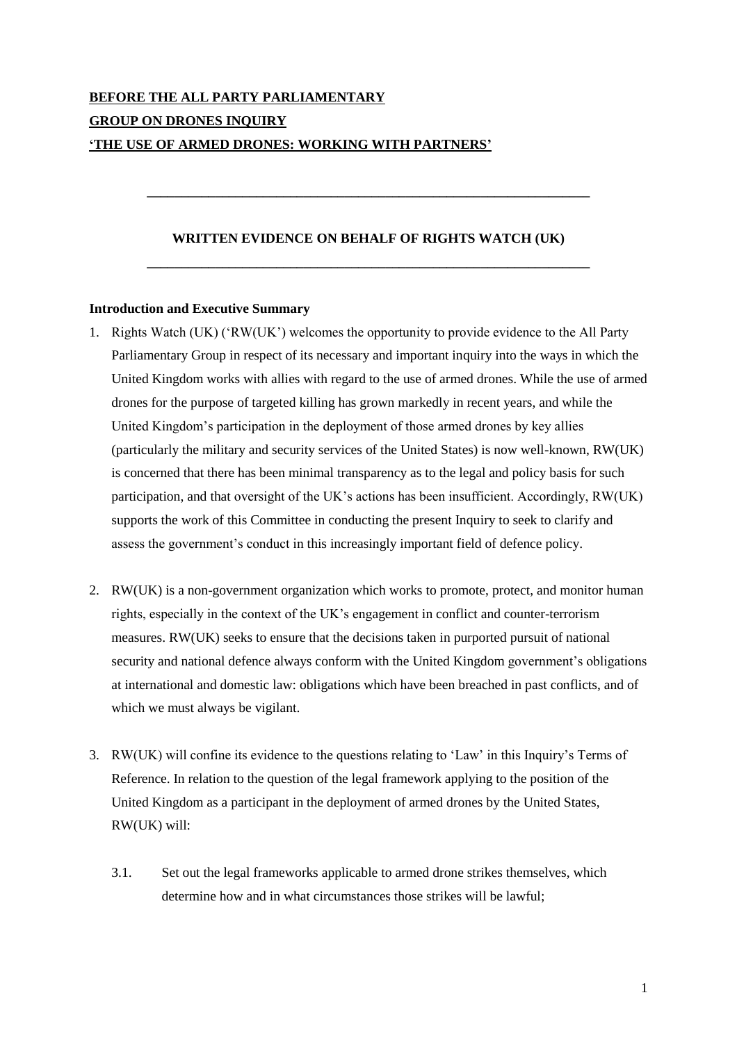**BEFORE THE ALL PARTY PARLIAMENTARY**
**GROUP ON DRONES INQUIRY**
**'THE USE OF ARMED DRONES: WORKING WITH PARTNERS'**

---

**WRITTEN EVIDENCE ON BEHALF OF RIGHTS WATCH (UK)**

---

**Introduction and Executive Summary**

1. Rights Watch (UK) ('RW(UK)') welcomes the opportunity to provide evidence to the All Party Parliamentary Group in respect of its necessary and important inquiry into the ways in which the United Kingdom works with allies with regard to the use of armed drones. While the use of armed drones for the purpose of targeted killing has grown markedly in recent years, and while the United Kingdom's participation in the deployment of those armed drones by key allies (particularly the military and security services of the United States) is now well-known, RW(UK) is concerned that there has been minimal transparency as to the legal and policy basis for such participation, and that oversight of the UK's actions has been insufficient. Accordingly, RW(UK) supports the work of this Committee in conducting the present Inquiry to seek to clarify and assess the government's conduct in this increasingly important field of defence policy.

2. RW(UK) is a non-government organization which works to promote, protect, and monitor human rights, especially in the context of the UK's engagement in conflict and counter-terrorism measures. RW(UK) seeks to ensure that the decisions taken in purported pursuit of national security and national defence always conform with the United Kingdom government's obligations at international and domestic law: obligations which have been breached in past conflicts, and of which we must always be vigilant.

3. RW(UK) will confine its evidence to the questions relating to 'Law' in this Inquiry's Terms of Reference. In relation to the question of the legal framework applying to the position of the United Kingdom as a participant in the deployment of armed drones by the United States, RW(UK) will:

   3.1. Set out the legal frameworks applicable to armed drone strikes themselves, which determine how and in what circumstances those strikes will be lawful;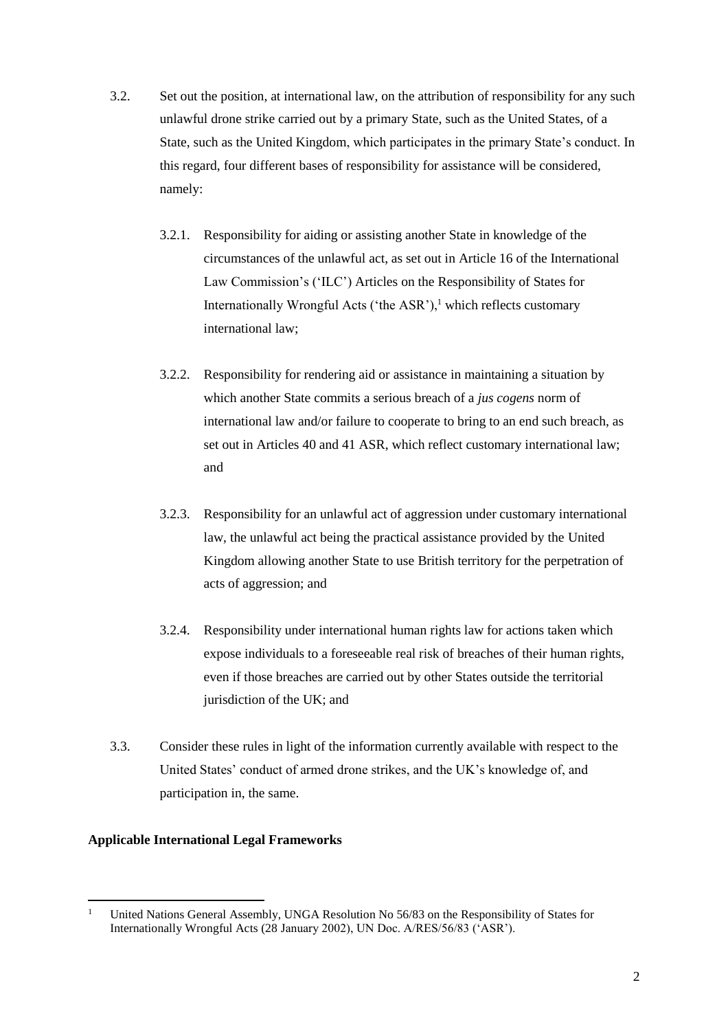3.2. Set out the position, at international law, on the attribution of responsibility for any such unlawful drone strike carried out by a primary State, such as the United States, of a State, such as the United Kingdom, which participates in the primary State's conduct. In this regard, four different bases of responsibility for assistance will be considered, namely:

3.2.1. Responsibility for aiding or assisting another State in knowledge of the circumstances of the unlawful act, as set out in Article 16 of the International Law Commission's ('ILC') Articles on the Responsibility of States for Internationally Wrongful Acts ('the ASR'),[1] which reflects customary international law;

3.2.2. Responsibility for rendering aid or assistance in maintaining a situation by which another State commits a serious breach of a *jus cogens* norm of international law and/or failure to cooperate to bring to an end such breach, as set out in Articles 40 and 41 ASR, which reflect customary international law; and

3.2.3. Responsibility for an unlawful act of aggression under customary international law, the unlawful act being the practical assistance provided by the United Kingdom allowing another State to use British territory for the perpetration of acts of aggression; and

3.2.4. Responsibility under international human rights law for actions taken which expose individuals to a foreseeable real risk of breaches of their human rights, even if those breaches are carried out by other States outside the territorial jurisdiction of the UK; and

3.3. Consider these rules in light of the information currently available with respect to the United States' conduct of armed drone strikes, and the UK's knowledge of, and participation in, the same.

**Applicable International Legal Frameworks**

[1] United Nations General Assembly, UNGA Resolution No 56/83 on the Responsibility of States for Internationally Wrongful Acts (28 January 2002), UN Doc. A/RES/56/83 ('ASR').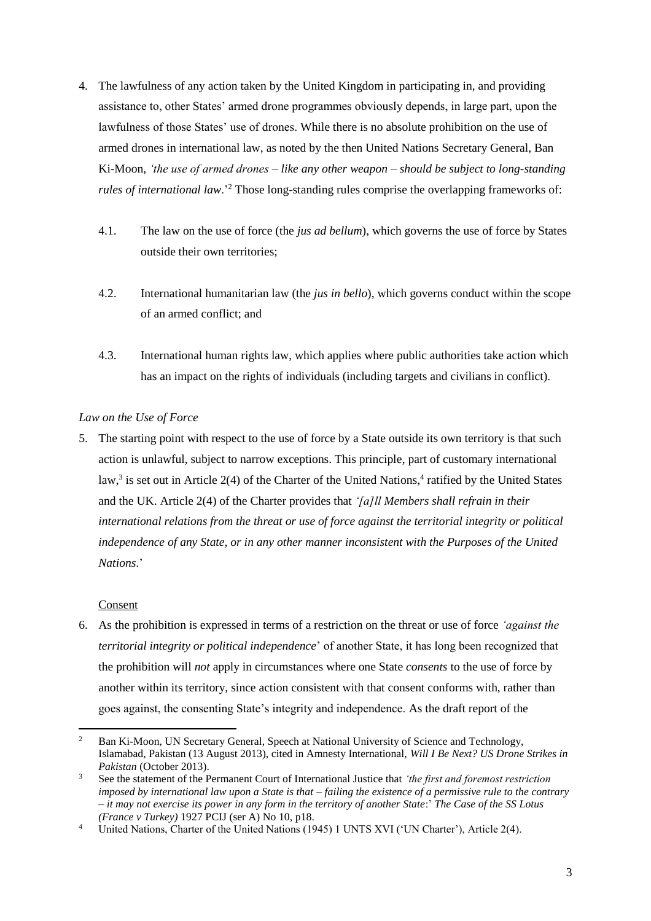4. The lawfulness of any action taken by the United Kingdom in participating in, and providing assistance to, other States' armed drone programmes obviously depends, in large part, upon the lawfulness of those States' use of drones. While there is no absolute prohibition on the use of armed drones in international law, as noted by the then United Nations Secretary General, Ban Ki-Moon, *'the use of armed drones – like any other weapon – should be subject to long-standing rules of international law*.'[2] Those long-standing rules comprise the overlapping frameworks of:

   4.1. The law on the use of force (the *jus ad bellum*), which governs the use of force by States outside their own territories;

   4.2. International humanitarian law (the *jus in bello*), which governs conduct within the scope of an armed conflict; and

   4.3. International human rights law, which applies where public authorities take action which has an impact on the rights of individuals (including targets and civilians in conflict).

*Law on the Use of Force*

5. The starting point with respect to the use of force by a State outside its own territory is that such action is unlawful, subject to narrow exceptions. This principle, part of customary international law,[3] is set out in Article 2(4) of the Charter of the United Nations,[4] ratified by the United States and the UK. Article 2(4) of the Charter provides that *'[a]ll Members shall refrain in their international relations from the threat or use of force against the territorial integrity or political independence of any State, or in any other manner inconsistent with the Purposes of the United Nations*.'

Consent

6. As the prohibition is expressed in terms of a restriction on the threat or use of force *'against the territorial integrity or political independence*' of another State, it has long been recognized that the prohibition will *not* apply in circumstances where one State *consents* to the use of force by another within its territory, since action consistent with that consent conforms with, rather than goes against, the consenting State's integrity and independence. As the draft report of the

---

[2] Ban Ki-Moon, UN Secretary General, Speech at National University of Science and Technology, Islamabad, Pakistan (13 August 2013), cited in Amnesty International, *Will I Be Next? US Drone Strikes in Pakistan* (October 2013).

[3] See the statement of the Permanent Court of International Justice that *'the first and foremost restriction imposed by international law upon a State is that – failing the existence of a permissive rule to the contrary – it may not exercise its power in any form in the territory of another State*:' *The Case of the SS Lotus (France v Turkey)* 1927 PCIJ (ser A) No 10, p18.

[4] United Nations, Charter of the United Nations (1945) 1 UNTS XVI ('UN Charter'), Article 2(4).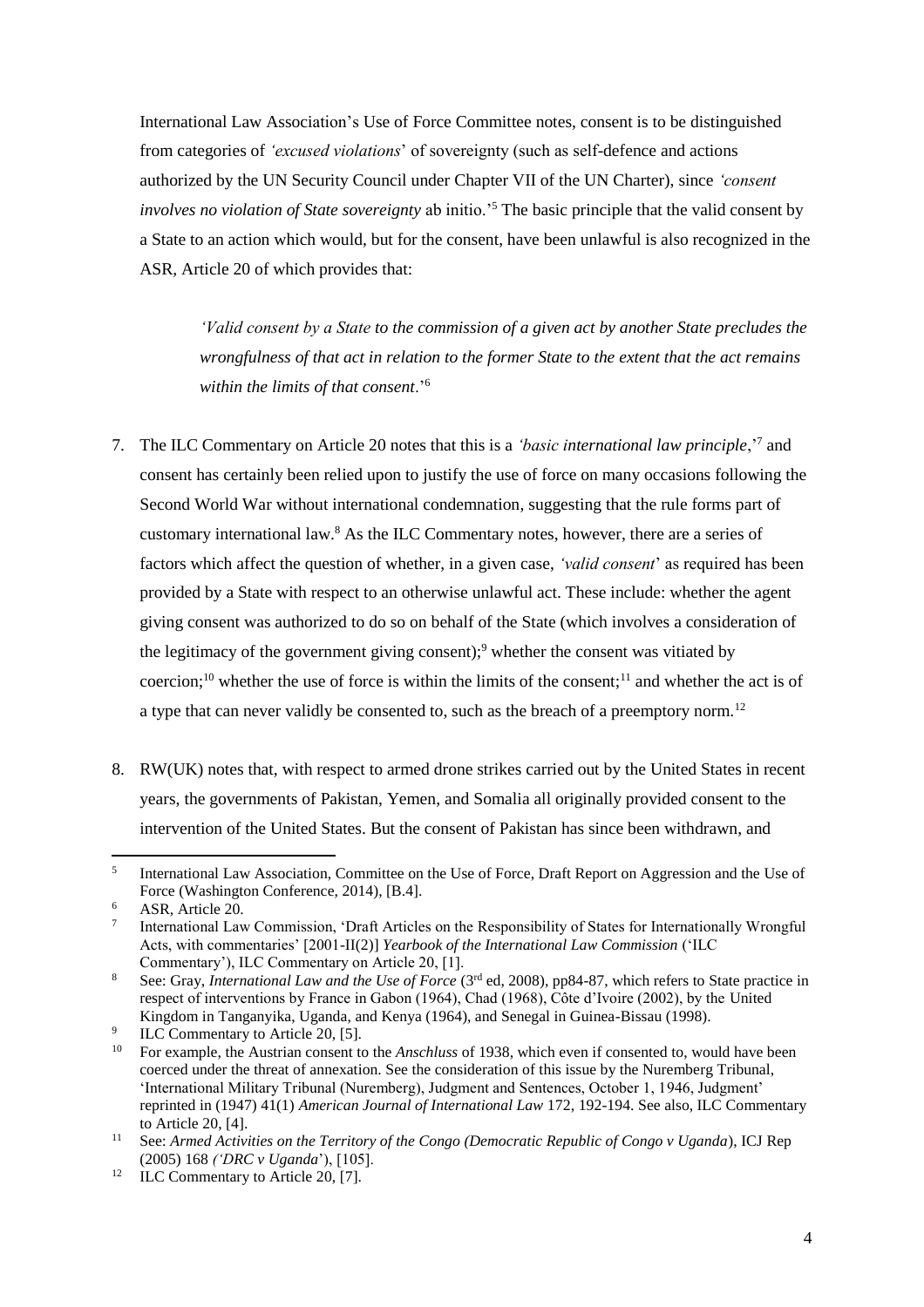International Law Association's Use of Force Committee notes, consent is to be distinguished from categories of *'excused violations*' of sovereignty (such as self-defence and actions authorized by the UN Security Council under Chapter VII of the UN Charter), since *'consent involves no violation of State sovereignty* ab initio.'[5] The basic principle that the valid consent by a State to an action which would, but for the consent, have been unlawful is also recognized in the ASR, Article 20 of which provides that:

> *'Valid consent by a State to the commission of a given act by another State precludes the wrongfulness of that act in relation to the former State to the extent that the act remains within the limits of that consent*.'[6]

7. The ILC Commentary on Article 20 notes that this is a *'basic international law principle*,'[7] and consent has certainly been relied upon to justify the use of force on many occasions following the Second World War without international condemnation, suggesting that the rule forms part of customary international law.[8] As the ILC Commentary notes, however, there are a series of factors which affect the question of whether, in a given case, *'valid consent*' as required has been provided by a State with respect to an otherwise unlawful act. These include: whether the agent giving consent was authorized to do so on behalf of the State (which involves a consideration of the legitimacy of the government giving consent);[9] whether the consent was vitiated by coercion;[10] whether the use of force is within the limits of the consent;[11] and whether the act is of a type that can never validly be consented to, such as the breach of a preemptory norm.[12]

8. RW(UK) notes that, with respect to armed drone strikes carried out by the United States in recent years, the governments of Pakistan, Yemen, and Somalia all originally provided consent to the intervention of the United States. But the consent of Pakistan has since been withdrawn, and

---

[5] International Law Association, Committee on the Use of Force, Draft Report on Aggression and the Use of Force (Washington Conference, 2014), [B.4].

[6] ASR, Article 20.

[7] International Law Commission, 'Draft Articles on the Responsibility of States for Internationally Wrongful Acts, with commentaries' [2001-II(2)] *Yearbook of the International Law Commission* ('ILC Commentary'), ILC Commentary on Article 20, [1].

[8] See: Gray, *International Law and the Use of Force* (3rd ed, 2008), pp84-87, which refers to State practice in respect of interventions by France in Gabon (1964), Chad (1968), Côte d'Ivoire (2002), by the United Kingdom in Tanganyika, Uganda, and Kenya (1964), and Senegal in Guinea-Bissau (1998).

[9] ILC Commentary to Article 20, [5].

[10] For example, the Austrian consent to the *Anschluss* of 1938, which even if consented to, would have been coerced under the threat of annexation. See the consideration of this issue by the Nuremberg Tribunal, 'International Military Tribunal (Nuremberg), Judgment and Sentences, October 1, 1946, Judgment' reprinted in (1947) 41(1) *American Journal of International Law* 172, 192-194. See also, ILC Commentary to Article 20, [4].

[11] See: *Armed Activities on the Territory of the Congo (Democratic Republic of Congo v Uganda*), ICJ Rep (2005) 168 *('DRC v Uganda*'), [105].

[12] ILC Commentary to Article 20, [7].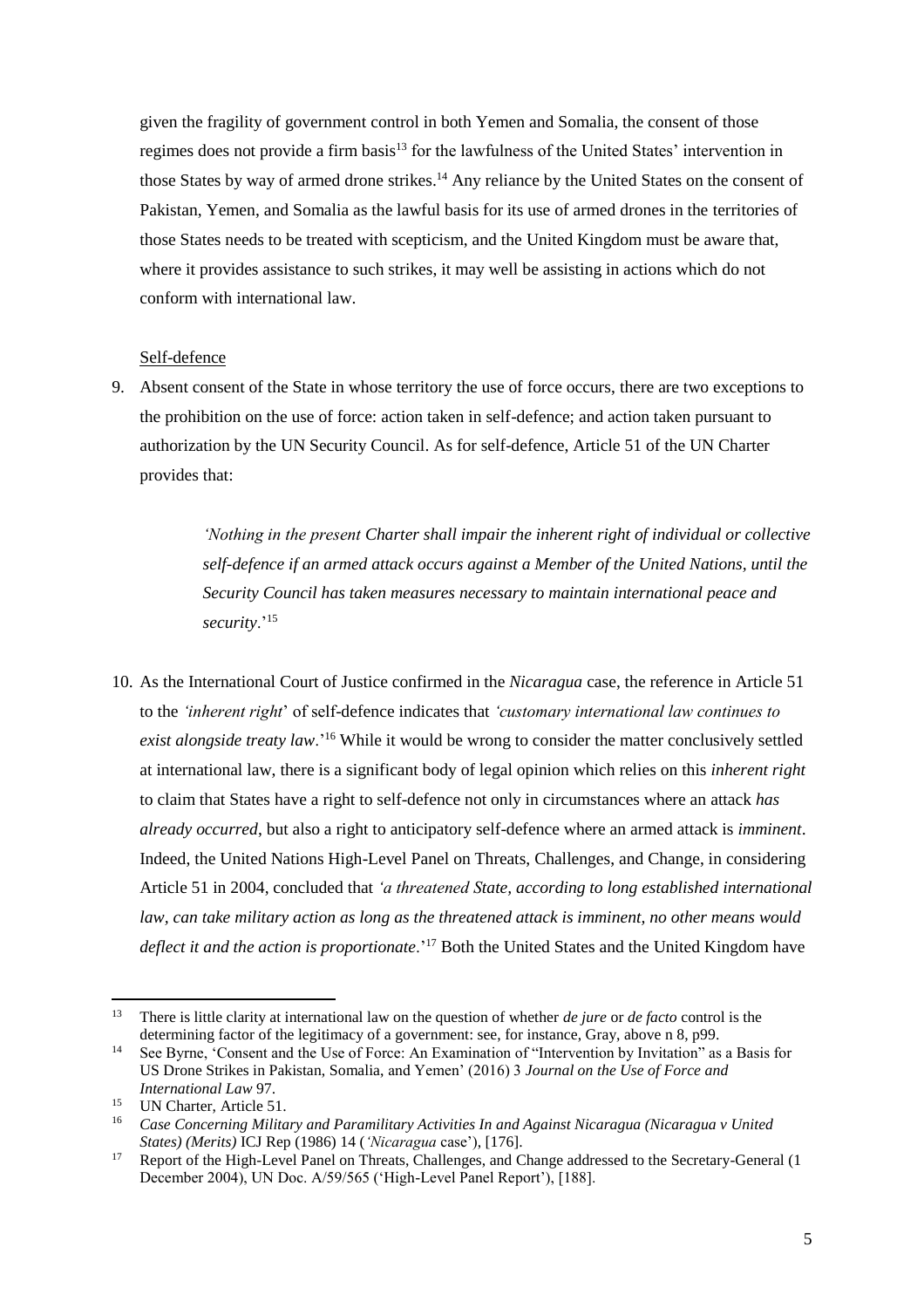given the fragility of government control in both Yemen and Somalia, the consent of those regimes does not provide a firm basis[13] for the lawfulness of the United States' intervention in those States by way of armed drone strikes.[14] Any reliance by the United States on the consent of Pakistan, Yemen, and Somalia as the lawful basis for its use of armed drones in the territories of those States needs to be treated with scepticism, and the United Kingdom must be aware that, where it provides assistance to such strikes, it may well be assisting in actions which do not conform with international law.

Self-defence

9. Absent consent of the State in whose territory the use of force occurs, there are two exceptions to the prohibition on the use of force: action taken in self-defence; and action taken pursuant to authorization by the UN Security Council. As for self-defence, Article 51 of the UN Charter provides that:

> *'Nothing in the present Charter shall impair the inherent right of individual or collective self-defence if an armed attack occurs against a Member of the United Nations, until the Security Council has taken measures necessary to maintain international peace and security.*'[15]

10. As the International Court of Justice confirmed in the *Nicaragua* case, the reference in Article 51 to the *'inherent right*' of self-defence indicates that *'customary international law continues to exist alongside treaty law*.'[16] While it would be wrong to consider the matter conclusively settled at international law, there is a significant body of legal opinion which relies on this *inherent right* to claim that States have a right to self-defence not only in circumstances where an attack *has already occurred*, but also a right to anticipatory self-defence where an armed attack is *imminent*. Indeed, the United Nations High-Level Panel on Threats, Challenges, and Change, in considering Article 51 in 2004, concluded that *'a threatened State, according to long established international law, can take military action as long as the threatened attack is imminent, no other means would deflect it and the action is proportionate*.'[17] Both the United States and the United Kingdom have

---

[13] There is little clarity at international law on the question of whether *de jure* or *de facto* control is the determining factor of the legitimacy of a government: see, for instance, Gray, above n 8, p99.

[14] See Byrne, 'Consent and the Use of Force: An Examination of "Intervention by Invitation" as a Basis for US Drone Strikes in Pakistan, Somalia, and Yemen' (2016) 3 *Journal on the Use of Force and International Law* 97.

[15] UN Charter, Article 51.

[16] *Case Concerning Military and Paramilitary Activities In and Against Nicaragua (Nicaragua v United States) (Merits)* ICJ Rep (1986) 14 (*'Nicaragua* case'), [176].

[17] Report of the High-Level Panel on Threats, Challenges, and Change addressed to the Secretary-General (1 December 2004), UN Doc. A/59/565 ('High-Level Panel Report'), [188].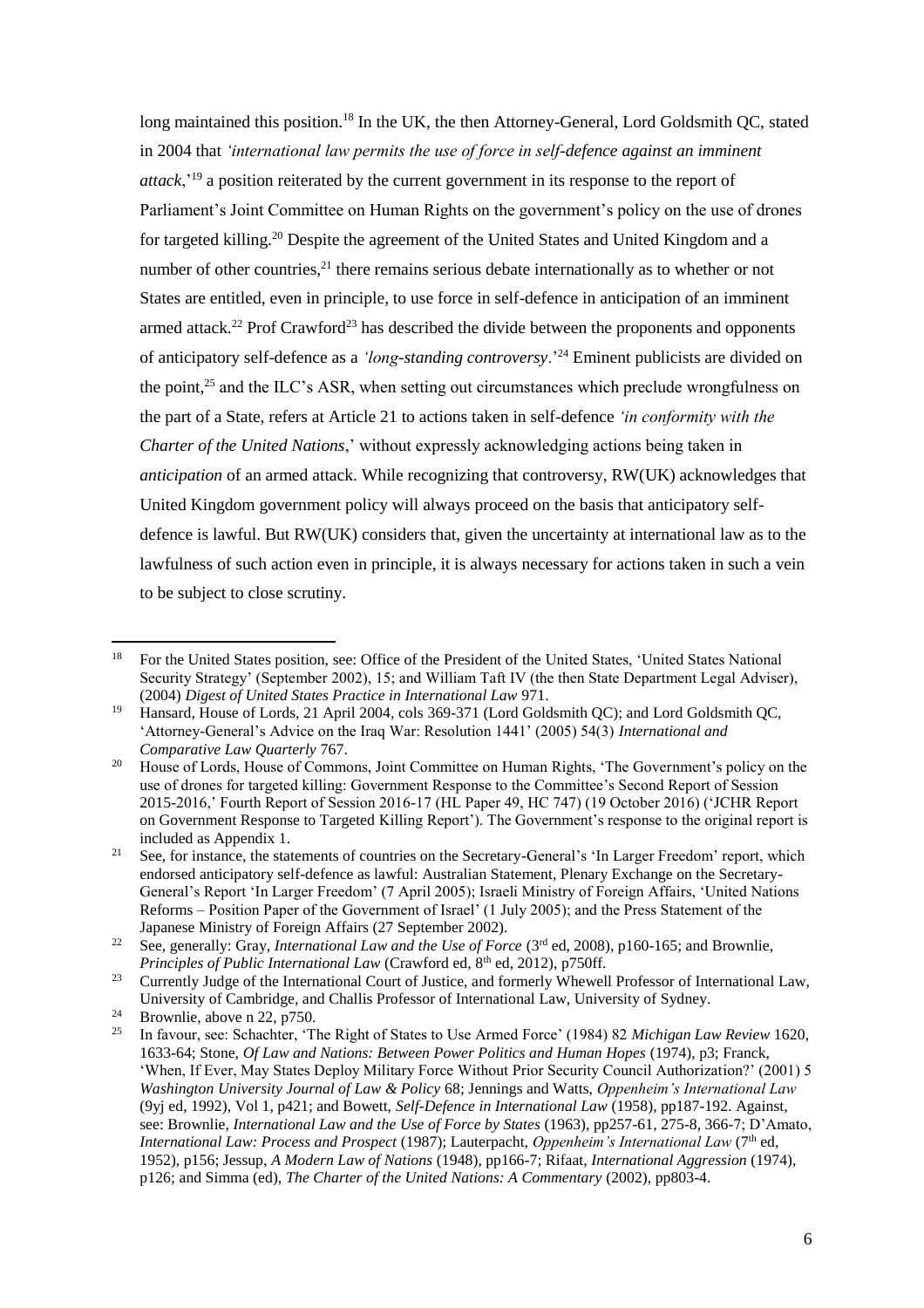long maintained this position.[18] In the UK, the then Attorney-General, Lord Goldsmith QC, stated in 2004 that *'international law permits the use of force in self-defence against an imminent attack*,'[19] a position reiterated by the current government in its response to the report of Parliament's Joint Committee on Human Rights on the government's policy on the use of drones for targeted killing.[20] Despite the agreement of the United States and United Kingdom and a number of other countries,[21] there remains serious debate internationally as to whether or not States are entitled, even in principle, to use force in self-defence in anticipation of an imminent armed attack.[22] Prof Crawford[23] has described the divide between the proponents and opponents of anticipatory self-defence as a *'long-standing controversy*.'[24] Eminent publicists are divided on the point,[25] and the ILC's ASR, when setting out circumstances which preclude wrongfulness on the part of a State, refers at Article 21 to actions taken in self-defence *'in conformity with the Charter of the United Nations*,' without expressly acknowledging actions being taken in *anticipation* of an armed attack. While recognizing that controversy, RW(UK) acknowledges that United Kingdom government policy will always proceed on the basis that anticipatory self-defence is lawful. But RW(UK) considers that, given the uncertainty at international law as to the lawfulness of such action even in principle, it is always necessary for actions taken in such a vein to be subject to close scrutiny.

---

[18] For the United States position, see: Office of the President of the United States, 'United States National Security Strategy' (September 2002), 15; and William Taft IV (the then State Department Legal Adviser), (2004) *Digest of United States Practice in International Law* 971.

[19] Hansard, House of Lords, 21 April 2004, cols 369-371 (Lord Goldsmith QC); and Lord Goldsmith QC, 'Attorney-General's Advice on the Iraq War: Resolution 1441' (2005) 54(3) *International and Comparative Law Quarterly* 767.

[20] House of Lords, House of Commons, Joint Committee on Human Rights, 'The Government's policy on the use of drones for targeted killing: Government Response to the Committee's Second Report of Session 2015-2016,' Fourth Report of Session 2016-17 (HL Paper 49, HC 747) (19 October 2016) ('JCHR Report on Government Response to Targeted Killing Report'). The Government's response to the original report is included as Appendix 1.

[21] See, for instance, the statements of countries on the Secretary-General's 'In Larger Freedom' report, which endorsed anticipatory self-defence as lawful: Australian Statement, Plenary Exchange on the Secretary-General's Report 'In Larger Freedom' (7 April 2005); Israeli Ministry of Foreign Affairs, 'United Nations Reforms – Position Paper of the Government of Israel' (1 July 2005); and the Press Statement of the Japanese Ministry of Foreign Affairs (27 September 2002).

[22] See, generally: Gray, *International Law and the Use of Force* (3rd ed, 2008), p160-165; and Brownlie, *Principles of Public International Law* (Crawford ed, 8th ed, 2012), p750ff.

[23] Currently Judge of the International Court of Justice, and formerly Whewell Professor of International Law, University of Cambridge, and Challis Professor of International Law, University of Sydney.

[24] Brownlie, above n 22, p750.

[25] In favour, see: Schachter, 'The Right of States to Use Armed Force' (1984) 82 *Michigan Law Review* 1620, 1633-64; Stone, *Of Law and Nations: Between Power Politics and Human Hopes* (1974), p3; Franck, 'When, If Ever, May States Deploy Military Force Without Prior Security Council Authorization?' (2001) 5 *Washington University Journal of Law & Policy* 68; Jennings and Watts, *Oppenheim's International Law* (9yj ed, 1992), Vol 1, p421; and Bowett, *Self-Defence in International Law* (1958), pp187-192. Against, see: Brownlie, *International Law and the Use of Force by States* (1963), pp257-61, 275-8, 366-7; D'Amato, *International Law: Process and Prospect* (1987); Lauterpacht, *Oppenheim's International Law* (7th ed, 1952), p156; Jessup, *A Modern Law of Nations* (1948), pp166-7; Rifaat, *International Aggression* (1974), p126; and Simma (ed), *The Charter of the United Nations: A Commentary* (2002), pp803-4.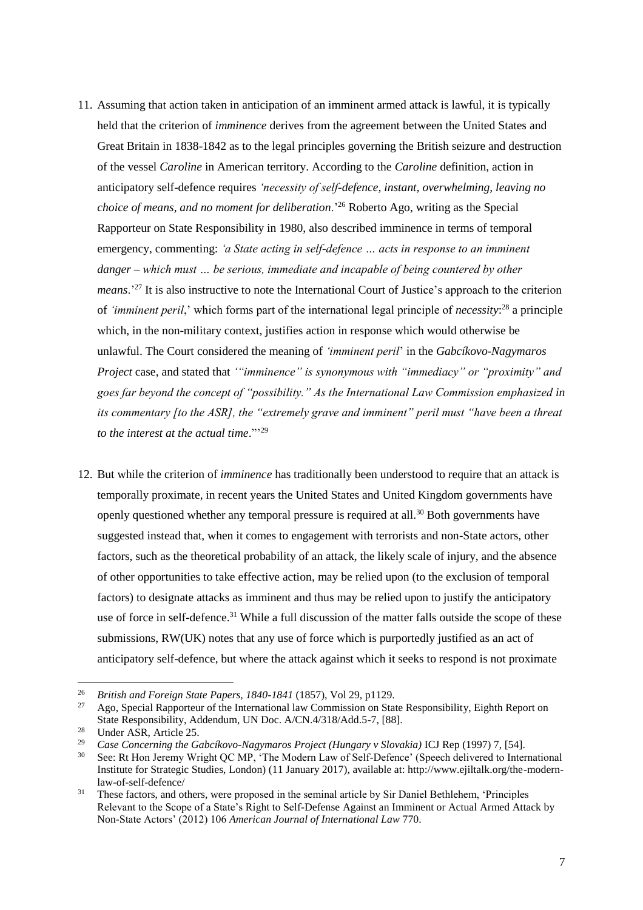11. Assuming that action taken in anticipation of an imminent armed attack is lawful, it is typically held that the criterion of *imminence* derives from the agreement between the United States and Great Britain in 1838-1842 as to the legal principles governing the British seizure and destruction of the vessel *Caroline* in American territory. According to the *Caroline* definition, action in anticipatory self-defence requires *'necessity of self-defence, instant, overwhelming, leaving no choice of means, and no moment for deliberation*.'[26] Roberto Ago, writing as the Special Rapporteur on State Responsibility in 1980, also described imminence in terms of temporal emergency, commenting: *'a State acting in self-defence … acts in response to an imminent danger – which must … be serious, immediate and incapable of being countered by other means*.'[27] It is also instructive to note the International Court of Justice's approach to the criterion of *'imminent peril*,' which forms part of the international legal principle of *necessity*:[28] a principle which, in the non-military context, justifies action in response which would otherwise be unlawful. The Court considered the meaning of *'imminent peril*' in the *Gabcíkovo-Nagymaros Project* case, and stated that *'"imminence" is synonymous with "immediacy" or "proximity" and goes far beyond the concept of "possibility." As the International Law Commission emphasized in its commentary [to the ASR], the "extremely grave and imminent" peril must "have been a threat to the interest at the actual time*."'[29]

12. But while the criterion of *imminence* has traditionally been understood to require that an attack is temporally proximate, in recent years the United States and United Kingdom governments have openly questioned whether any temporal pressure is required at all.[30] Both governments have suggested instead that, when it comes to engagement with terrorists and non-State actors, other factors, such as the theoretical probability of an attack, the likely scale of injury, and the absence of other opportunities to take effective action, may be relied upon (to the exclusion of temporal factors) to designate attacks as imminent and thus may be relied upon to justify the anticipatory use of force in self-defence.[31] While a full discussion of the matter falls outside the scope of these submissions, RW(UK) notes that any use of force which is purportedly justified as an act of anticipatory self-defence, but where the attack against which it seeks to respond is not proximate

---

[26] *British and Foreign State Papers, 1840-1841* (1857), Vol 29, p1129.

[27] Ago, Special Rapporteur of the International law Commission on State Responsibility, Eighth Report on State Responsibility, Addendum, UN Doc. A/CN.4/318/Add.5-7, [88].

[28] Under ASR, Article 25.

[29] *Case Concerning the Gabcíkovo-Nagymaros Project (Hungary v Slovakia)* ICJ Rep (1997) 7, [54].

[30] See: Rt Hon Jeremy Wright QC MP, 'The Modern Law of Self-Defence' (Speech delivered to International Institute for Strategic Studies, London) (11 January 2017), available at: http://www.ejiltalk.org/the-modern-law-of-self-defence/

[31] These factors, and others, were proposed in the seminal article by Sir Daniel Bethlehem, 'Principles Relevant to the Scope of a State's Right to Self-Defense Against an Imminent or Actual Armed Attack by Non-State Actors' (2012) 106 *American Journal of International Law* 770.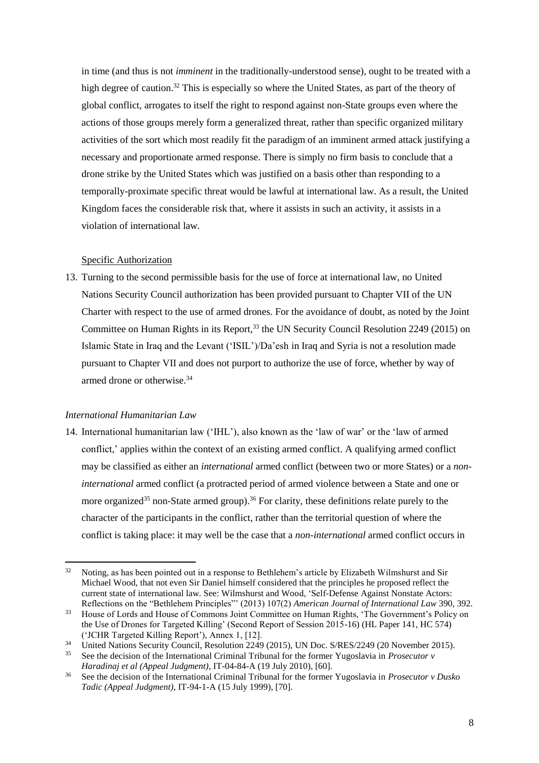in time (and thus is not *imminent* in the traditionally-understood sense), ought to be treated with a high degree of caution.[32] This is especially so where the United States, as part of the theory of global conflict, arrogates to itself the right to respond against non-State groups even where the actions of those groups merely form a generalized threat, rather than specific organized military activities of the sort which most readily fit the paradigm of an imminent armed attack justifying a necessary and proportionate armed response. There is simply no firm basis to conclude that a drone strike by the United States which was justified on a basis other than responding to a temporally-proximate specific threat would be lawful at international law. As a result, the United Kingdom faces the considerable risk that, where it assists in such an activity, it assists in a violation of international law.

<u>Specific Authorization</u>

13. Turning to the second permissible basis for the use of force at international law, no United Nations Security Council authorization has been provided pursuant to Chapter VII of the UN Charter with respect to the use of armed drones. For the avoidance of doubt, as noted by the Joint Committee on Human Rights in its Report,[33] the UN Security Council Resolution 2249 (2015) on Islamic State in Iraq and the Levant ('ISIL')/Da'esh in Iraq and Syria is not a resolution made pursuant to Chapter VII and does not purport to authorize the use of force, whether by way of armed drone or otherwise.[34]

*International Humanitarian Law*

14. International humanitarian law ('IHL'), also known as the 'law of war' or the 'law of armed conflict,' applies within the context of an existing armed conflict. A qualifying armed conflict may be classified as either an *international* armed conflict (between two or more States) or a *non-international* armed conflict (a protracted period of armed violence between a State and one or more organized[35] non-State armed group).[36] For clarity, these definitions relate purely to the character of the participants in the conflict, rather than the territorial question of where the conflict is taking place: it may well be the case that a *non-international* armed conflict occurs in

---

[32] Noting, as has been pointed out in a response to Bethlehem's article by Elizabeth Wilmshurst and Sir Michael Wood, that not even Sir Daniel himself considered that the principles he proposed reflect the current state of international law. See: Wilmshurst and Wood, 'Self-Defense Against Nonstate Actors: Reflections on the "Bethlehem Principles"' (2013) 107(2) *American Journal of International Law* 390, 392.

[33] House of Lords and House of Commons Joint Committee on Human Rights, 'The Government's Policy on the Use of Drones for Targeted Killing' (Second Report of Session 2015-16) (HL Paper 141, HC 574) ('JCHR Targeted Killing Report'), Annex 1, [12].

[34] United Nations Security Council, Resolution 2249 (2015), UN Doc. S/RES/2249 (20 November 2015).

[35] See the decision of the International Criminal Tribunal for the former Yugoslavia in *Prosecutor v Haradinaj et al (Appeal Judgment)*, IT-04-84-A (19 July 2010), [60].

[36] See the decision of the International Criminal Tribunal for the former Yugoslavia in *Prosecutor v Dusko Tadic (Appeal Judgment)*, IT-94-1-A (15 July 1999), [70].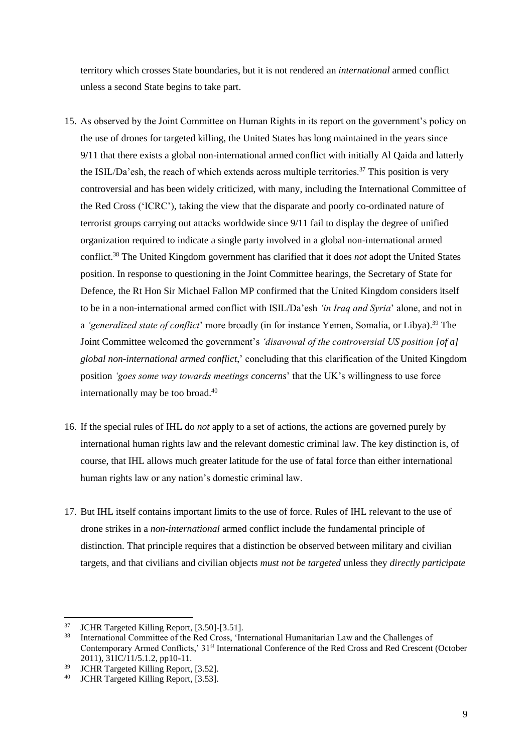territory which crosses State boundaries, but it is not rendered an *international* armed conflict unless a second State begins to take part.

15. As observed by the Joint Committee on Human Rights in its report on the government's policy on the use of drones for targeted killing, the United States has long maintained in the years since 9/11 that there exists a global non-international armed conflict with initially Al Qaida and latterly the ISIL/Da'esh, the reach of which extends across multiple territories.[37] This position is very controversial and has been widely criticized, with many, including the International Committee of the Red Cross ('ICRC'), taking the view that the disparate and poorly co-ordinated nature of terrorist groups carrying out attacks worldwide since 9/11 fail to display the degree of unified organization required to indicate a single party involved in a global non-international armed conflict.[38] The United Kingdom government has clarified that it does *not* adopt the United States position. In response to questioning in the Joint Committee hearings, the Secretary of State for Defence, the Rt Hon Sir Michael Fallon MP confirmed that the United Kingdom considers itself to be in a non-international armed conflict with ISIL/Da'esh *'in Iraq and Syria*' alone, and not in a *'generalized state of conflict*' more broadly (in for instance Yemen, Somalia, or Libya).[39] The Joint Committee welcomed the government's *'disavowal of the controversial US position [of a] global non-international armed conflict*,' concluding that this clarification of the United Kingdom position *'goes some way towards meetings concerns*' that the UK's willingness to use force internationally may be too broad.[40]

16. If the special rules of IHL do *not* apply to a set of actions, the actions are governed purely by international human rights law and the relevant domestic criminal law. The key distinction is, of course, that IHL allows much greater latitude for the use of fatal force than either international human rights law or any nation's domestic criminal law.

17. But IHL itself contains important limits to the use of force. Rules of IHL relevant to the use of drone strikes in a *non-international* armed conflict include the fundamental principle of distinction. That principle requires that a distinction be observed between military and civilian targets, and that civilians and civilian objects *must not be targeted* unless they *directly participate*

---

[37] JCHR Targeted Killing Report, [3.50]-[3.51].

[38] International Committee of the Red Cross, 'International Humanitarian Law and the Challenges of Contemporary Armed Conflicts,' 31st International Conference of the Red Cross and Red Crescent (October 2011), 31IC/11/5.1.2, pp10-11.

[39] JCHR Targeted Killing Report, [3.52].

[40] JCHR Targeted Killing Report, [3.53].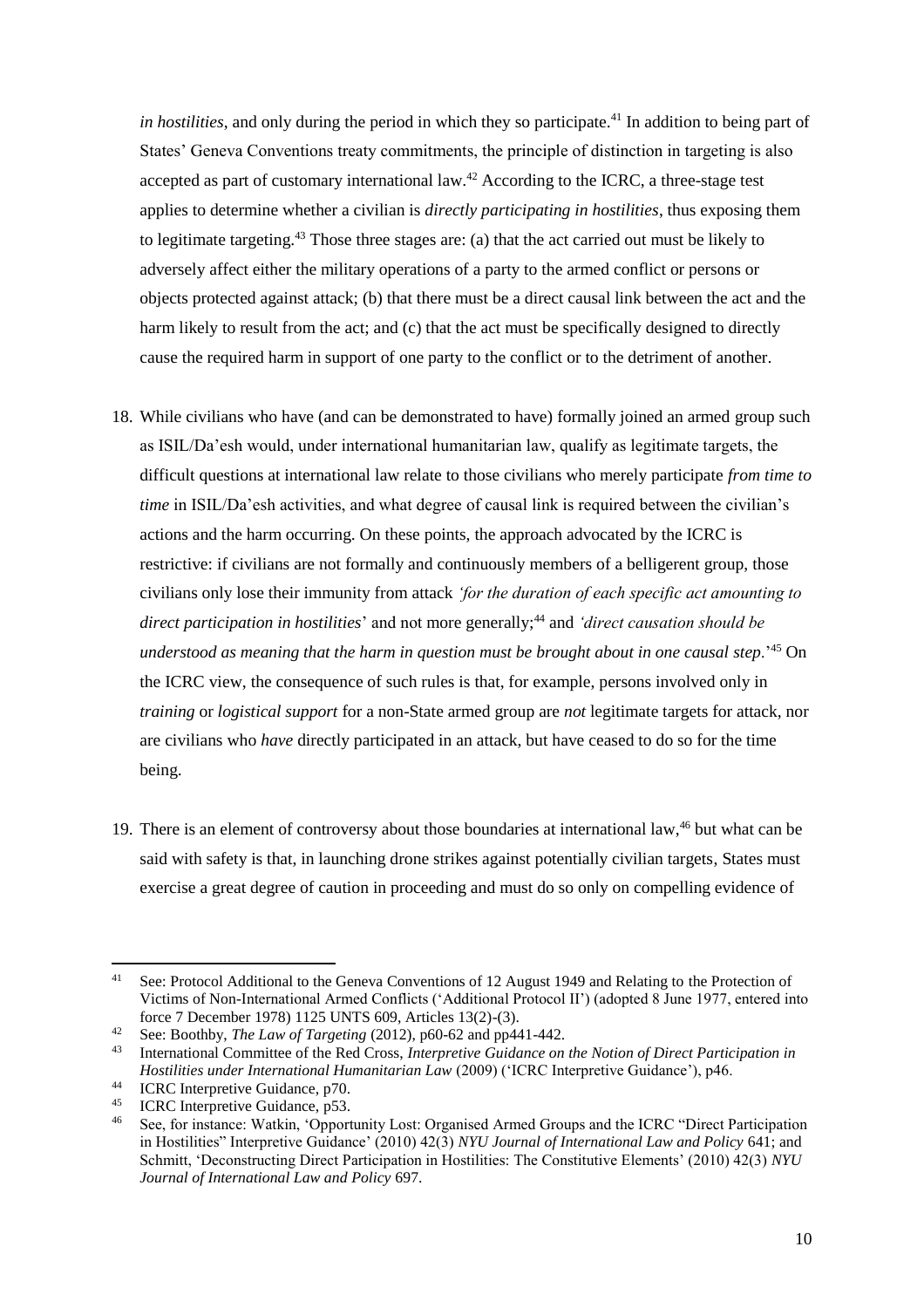*in hostilities*, and only during the period in which they so participate.[41] In addition to being part of States' Geneva Conventions treaty commitments, the principle of distinction in targeting is also accepted as part of customary international law.[42] According to the ICRC, a three-stage test applies to determine whether a civilian is *directly participating in hostilities*, thus exposing them to legitimate targeting.[43] Those three stages are: (a) that the act carried out must be likely to adversely affect either the military operations of a party to the armed conflict or persons or objects protected against attack; (b) that there must be a direct causal link between the act and the harm likely to result from the act; and (c) that the act must be specifically designed to directly cause the required harm in support of one party to the conflict or to the detriment of another.

18. While civilians who have (and can be demonstrated to have) formally joined an armed group such as ISIL/Da'esh would, under international humanitarian law, qualify as legitimate targets, the difficult questions at international law relate to those civilians who merely participate *from time to time* in ISIL/Da'esh activities, and what degree of causal link is required between the civilian's actions and the harm occurring. On these points, the approach advocated by the ICRC is restrictive: if civilians are not formally and continuously members of a belligerent group, those civilians only lose their immunity from attack *'for the duration of each specific act amounting to direct participation in hostilities*' and not more generally;[44] and *'direct causation should be understood as meaning that the harm in question must be brought about in one causal step*.'[45] On the ICRC view, the consequence of such rules is that, for example, persons involved only in *training* or *logistical support* for a non-State armed group are *not* legitimate targets for attack, nor are civilians who *have* directly participated in an attack, but have ceased to do so for the time being.

19. There is an element of controversy about those boundaries at international law,[46] but what can be said with safety is that, in launching drone strikes against potentially civilian targets, States must exercise a great degree of caution in proceeding and must do so only on compelling evidence of

---

[41] See: Protocol Additional to the Geneva Conventions of 12 August 1949 and Relating to the Protection of Victims of Non-International Armed Conflicts ('Additional Protocol II') (adopted 8 June 1977, entered into force 7 December 1978) 1125 UNTS 609, Articles 13(2)-(3).

[42] See: Boothby, *The Law of Targeting* (2012), p60-62 and pp441-442.

[43] International Committee of the Red Cross, *Interpretive Guidance on the Notion of Direct Participation in Hostilities under International Humanitarian Law* (2009) ('ICRC Interpretive Guidance'), p46.

[44] ICRC Interpretive Guidance, p70.

[45] ICRC Interpretive Guidance, p53.

[46] See, for instance: Watkin, 'Opportunity Lost: Organised Armed Groups and the ICRC "Direct Participation in Hostilities" Interpretive Guidance' (2010) 42(3) *NYU Journal of International Law and Policy* 641; and Schmitt, 'Deconstructing Direct Participation in Hostilities: The Constitutive Elements' (2010) 42(3) *NYU Journal of International Law and Policy* 697.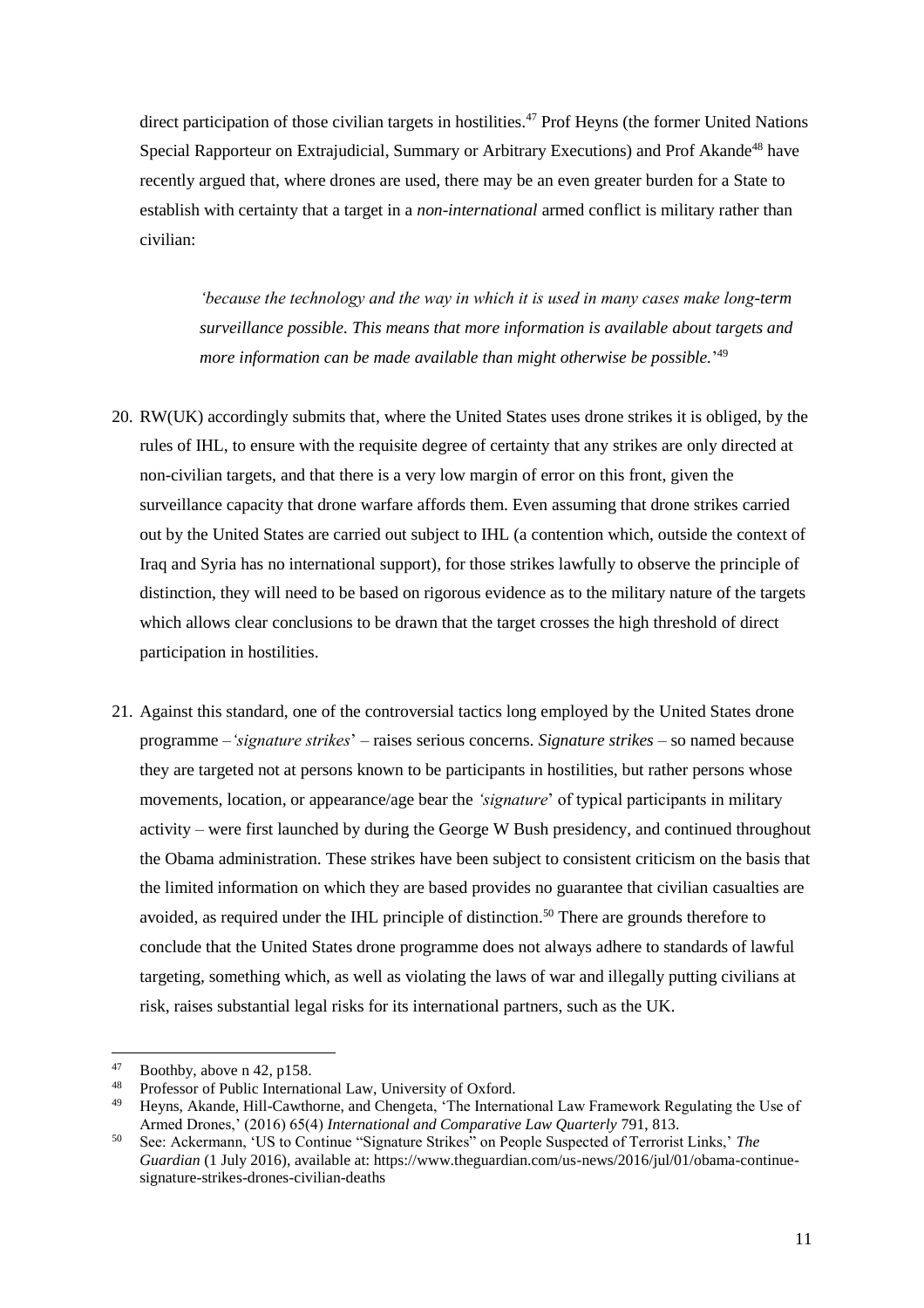direct participation of those civilian targets in hostilities.[47] Prof Heyns (the former United Nations Special Rapporteur on Extrajudicial, Summary or Arbitrary Executions) and Prof Akande[48] have recently argued that, where drones are used, there may be an even greater burden for a State to establish with certainty that a target in a *non-international* armed conflict is military rather than civilian:

> *'because the technology and the way in which it is used in many cases make long-term surveillance possible. This means that more information is available about targets and more information can be made available than might otherwise be possible.*'[49]

20. RW(UK) accordingly submits that, where the United States uses drone strikes it is obliged, by the rules of IHL, to ensure with the requisite degree of certainty that any strikes are only directed at non-civilian targets, and that there is a very low margin of error on this front, given the surveillance capacity that drone warfare affords them. Even assuming that drone strikes carried out by the United States are carried out subject to IHL (a contention which, outside the context of Iraq and Syria has no international support), for those strikes lawfully to observe the principle of distinction, they will need to be based on rigorous evidence as to the military nature of the targets which allows clear conclusions to be drawn that the target crosses the high threshold of direct participation in hostilities.

21. Against this standard, one of the controversial tactics long employed by the United States drone programme –*'signature strikes*' – raises serious concerns. *Signature strikes* – so named because they are targeted not at persons known to be participants in hostilities, but rather persons whose movements, location, or appearance/age bear the *'signature*' of typical participants in military activity – were first launched by during the George W Bush presidency, and continued throughout the Obama administration. These strikes have been subject to consistent criticism on the basis that the limited information on which they are based provides no guarantee that civilian casualties are avoided, as required under the IHL principle of distinction.[50] There are grounds therefore to conclude that the United States drone programme does not always adhere to standards of lawful targeting, something which, as well as violating the laws of war and illegally putting civilians at risk, raises substantial legal risks for its international partners, such as the UK.

---

[47] Boothby, above n 42, p158.

[48] Professor of Public International Law, University of Oxford.

[49] Heyns, Akande, Hill-Cawthorne, and Chengeta, 'The International Law Framework Regulating the Use of Armed Drones,' (2016) 65(4) *International and Comparative Law Quarterly* 791, 813.

[50] See: Ackermann, 'US to Continue "Signature Strikes" on People Suspected of Terrorist Links,' *The Guardian* (1 July 2016), available at: https://www.theguardian.com/us-news/2016/jul/01/obama-continue-signature-strikes-drones-civilian-deaths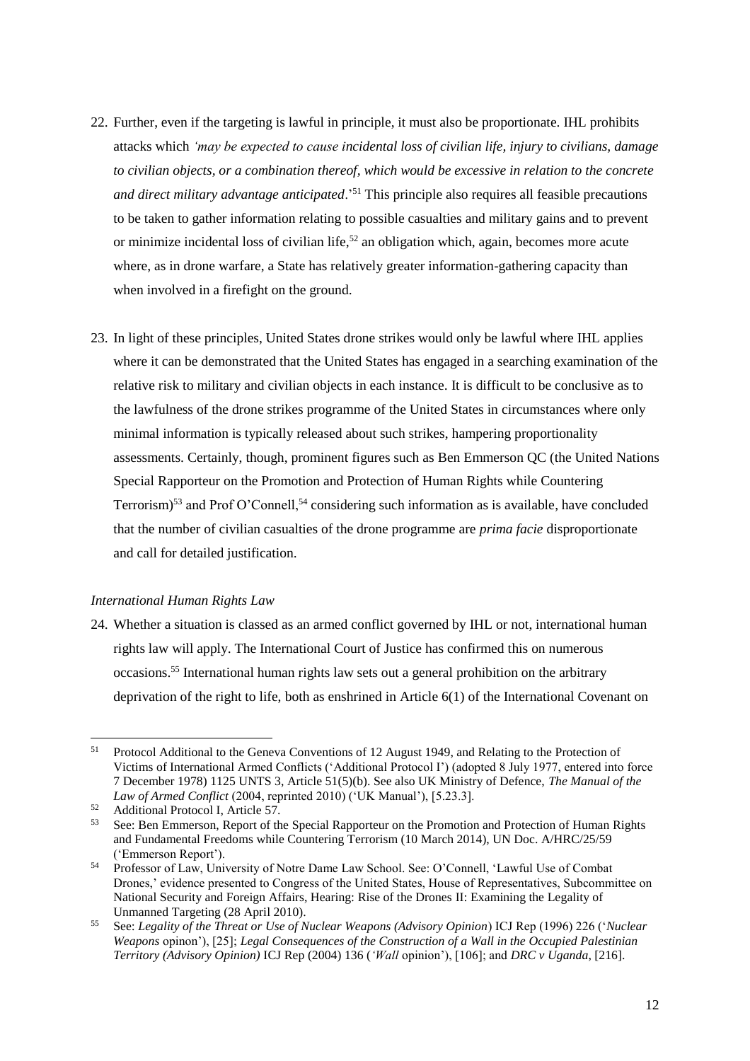22. Further, even if the targeting is lawful in principle, it must also be proportionate. IHL prohibits attacks which *'may be expected to cause incidental loss of civilian life, injury to civilians, damage to civilian objects, or a combination thereof, which would be excessive in relation to the concrete and direct military advantage anticipated*.'[51] This principle also requires all feasible precautions to be taken to gather information relating to possible casualties and military gains and to prevent or minimize incidental loss of civilian life,[52] an obligation which, again, becomes more acute where, as in drone warfare, a State has relatively greater information-gathering capacity than when involved in a firefight on the ground.

23. In light of these principles, United States drone strikes would only be lawful where IHL applies where it can be demonstrated that the United States has engaged in a searching examination of the relative risk to military and civilian objects in each instance. It is difficult to be conclusive as to the lawfulness of the drone strikes programme of the United States in circumstances where only minimal information is typically released about such strikes, hampering proportionality assessments. Certainly, though, prominent figures such as Ben Emmerson QC (the United Nations Special Rapporteur on the Promotion and Protection of Human Rights while Countering Terrorism)[53] and Prof O'Connell,[54] considering such information as is available, have concluded that the number of civilian casualties of the drone programme are *prima facie* disproportionate and call for detailed justification.

*International Human Rights Law*

24. Whether a situation is classed as an armed conflict governed by IHL or not, international human rights law will apply. The International Court of Justice has confirmed this on numerous occasions.[55] International human rights law sets out a general prohibition on the arbitrary deprivation of the right to life, both as enshrined in Article 6(1) of the International Covenant on

---

[51] Protocol Additional to the Geneva Conventions of 12 August 1949, and Relating to the Protection of Victims of International Armed Conflicts ('Additional Protocol I') (adopted 8 July 1977, entered into force 7 December 1978) 1125 UNTS 3, Article 51(5)(b). See also UK Ministry of Defence, *The Manual of the Law of Armed Conflict* (2004, reprinted 2010) ('UK Manual'), [5.23.3].

[52] Additional Protocol I, Article 57.

[53] See: Ben Emmerson, Report of the Special Rapporteur on the Promotion and Protection of Human Rights and Fundamental Freedoms while Countering Terrorism (10 March 2014), UN Doc. A/HRC/25/59 ('Emmerson Report').

[54] Professor of Law, University of Notre Dame Law School. See: O'Connell, 'Lawful Use of Combat Drones,' evidence presented to Congress of the United States, House of Representatives, Subcommittee on National Security and Foreign Affairs, Hearing: Rise of the Drones II: Examining the Legality of Unmanned Targeting (28 April 2010).

[55] See: *Legality of the Threat or Use of Nuclear Weapons (Advisory Opinion*) ICJ Rep (1996) 226 ('*Nuclear Weapons* opinon'), [25]; *Legal Consequences of the Construction of a Wall in the Occupied Palestinian Territory (Advisory Opinion)* ICJ Rep (2004) 136 (*'Wall* opinion'), [106]; and *DRC v Uganda*, [216].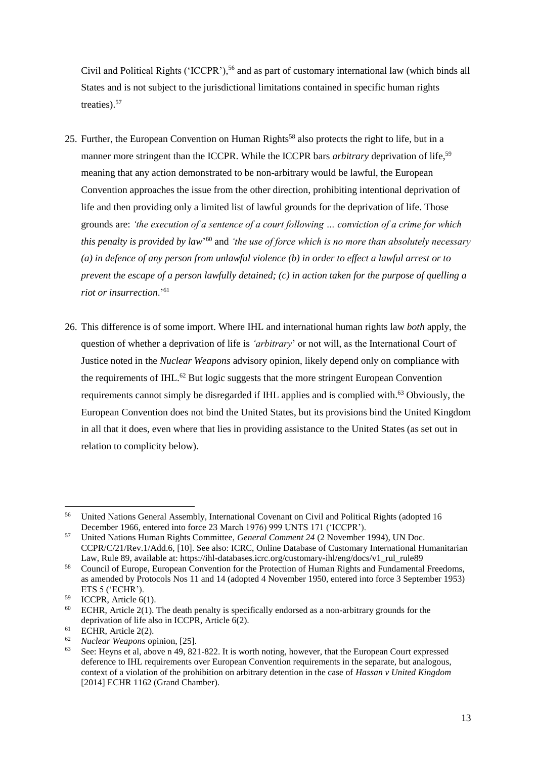Civil and Political Rights ('ICCPR'),[56] and as part of customary international law (which binds all States and is not subject to the jurisdictional limitations contained in specific human rights treaties).[57]

25. Further, the European Convention on Human Rights[58] also protects the right to life, but in a manner more stringent than the ICCPR. While the ICCPR bars *arbitrary* deprivation of life,[59] meaning that any action demonstrated to be non-arbitrary would be lawful, the European Convention approaches the issue from the other direction, prohibiting intentional deprivation of life and then providing only a limited list of lawful grounds for the deprivation of life. Those grounds are: *'the execution of a sentence of a court following … conviction of a crime for which this penalty is provided by law*'[60] and *'the use of force which is no more than absolutely necessary (a) in defence of any person from unlawful violence (b) in order to effect a lawful arrest or to prevent the escape of a person lawfully detained; (c) in action taken for the purpose of quelling a riot or insurrection*.'[61]

26. This difference is of some import. Where IHL and international human rights law *both* apply, the question of whether a deprivation of life is *'arbitrary*' or not will, as the International Court of Justice noted in the *Nuclear Weapons* advisory opinion, likely depend only on compliance with the requirements of IHL.[62] But logic suggests that the more stringent European Convention requirements cannot simply be disregarded if IHL applies and is complied with.[63] Obviously, the European Convention does not bind the United States, but its provisions bind the United Kingdom in all that it does, even where that lies in providing assistance to the United States (as set out in relation to complicity below).

---

[56] United Nations General Assembly, International Covenant on Civil and Political Rights (adopted 16 December 1966, entered into force 23 March 1976) 999 UNTS 171 ('ICCPR').

[57] United Nations Human Rights Committee, *General Comment 24* (2 November 1994), UN Doc. CCPR/C/21/Rev.1/Add.6, [10]. See also: ICRC, Online Database of Customary International Humanitarian Law, Rule 89, available at: https://ihl-databases.icrc.org/customary-ihl/eng/docs/v1_rul_rule89

[58] Council of Europe, European Convention for the Protection of Human Rights and Fundamental Freedoms, as amended by Protocols Nos 11 and 14 (adopted 4 November 1950, entered into force 3 September 1953) ETS 5 ('ECHR').

[59] ICCPR, Article 6(1).

[60] ECHR, Article 2(1). The death penalty is specifically endorsed as a non-arbitrary grounds for the deprivation of life also in ICCPR, Article 6(2).

[61] ECHR, Article 2(2).

[62] *Nuclear Weapons* opinion, [25].

[63] See: Heyns et al, above n 49, 821-822. It is worth noting, however, that the European Court expressed deference to IHL requirements over European Convention requirements in the separate, but analogous, context of a violation of the prohibition on arbitrary detention in the case of *Hassan v United Kingdom* [2014] ECHR 1162 (Grand Chamber).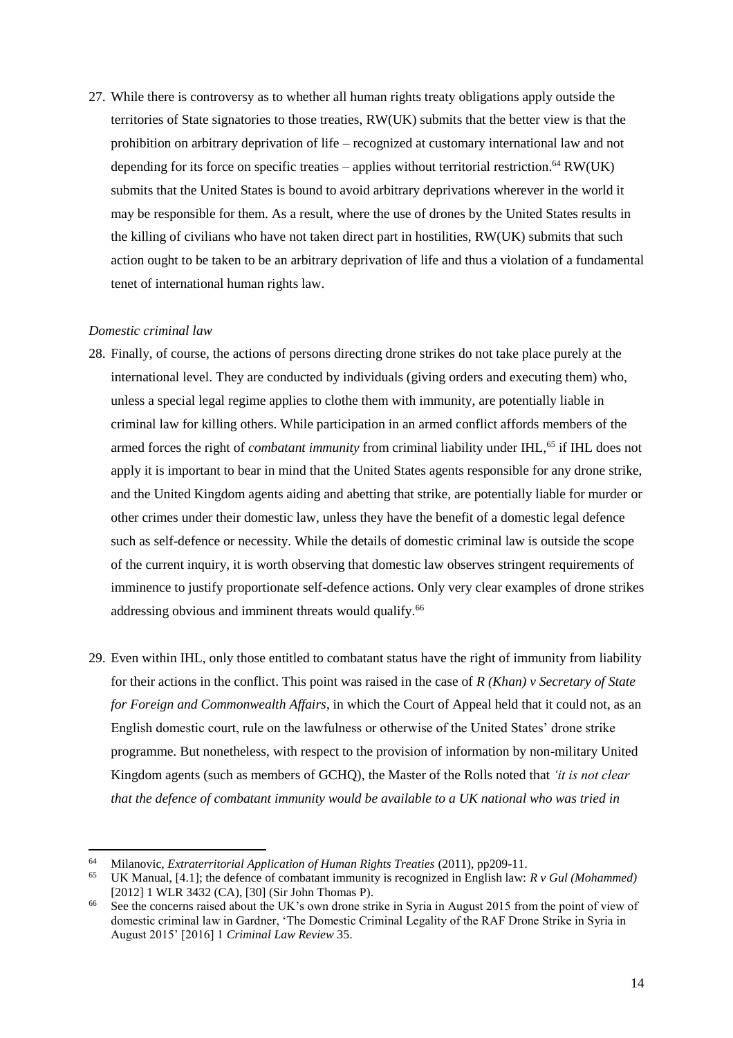27. While there is controversy as to whether all human rights treaty obligations apply outside the territories of State signatories to those treaties, RW(UK) submits that the better view is that the prohibition on arbitrary deprivation of life – recognized at customary international law and not depending for its force on specific treaties – applies without territorial restriction.[64] RW(UK) submits that the United States is bound to avoid arbitrary deprivations wherever in the world it may be responsible for them. As a result, where the use of drones by the United States results in the killing of civilians who have not taken direct part in hostilities, RW(UK) submits that such action ought to be taken to be an arbitrary deprivation of life and thus a violation of a fundamental tenet of international human rights law.

*Domestic criminal law*

28. Finally, of course, the actions of persons directing drone strikes do not take place purely at the international level. They are conducted by individuals (giving orders and executing them) who, unless a special legal regime applies to clothe them with immunity, are potentially liable in criminal law for killing others. While participation in an armed conflict affords members of the armed forces the right of *combatant immunity* from criminal liability under IHL,[65] if IHL does not apply it is important to bear in mind that the United States agents responsible for any drone strike, and the United Kingdom agents aiding and abetting that strike, are potentially liable for murder or other crimes under their domestic law, unless they have the benefit of a domestic legal defence such as self-defence or necessity. While the details of domestic criminal law is outside the scope of the current inquiry, it is worth observing that domestic law observes stringent requirements of imminence to justify proportionate self-defence actions. Only very clear examples of drone strikes addressing obvious and imminent threats would qualify.[66]

29. Even within IHL, only those entitled to combatant status have the right of immunity from liability for their actions in the conflict. This point was raised in the case of *R (Khan) v Secretary of State for Foreign and Commonwealth Affairs*, in which the Court of Appeal held that it could not, as an English domestic court, rule on the lawfulness or otherwise of the United States' drone strike programme. But nonetheless, with respect to the provision of information by non-military United Kingdom agents (such as members of GCHQ), the Master of the Rolls noted that *'it is not clear that the defence of combatant immunity would be available to a UK national who was tried in*

---

[64] Milanovic, *Extraterritorial Application of Human Rights Treaties* (2011), pp209-11.

[65] UK Manual, [4.1]; the defence of combatant immunity is recognized in English law: *R v Gul (Mohammed)* [2012] 1 WLR 3432 (CA), [30] (Sir John Thomas P).

[66] See the concerns raised about the UK's own drone strike in Syria in August 2015 from the point of view of domestic criminal law in Gardner, 'The Domestic Criminal Legality of the RAF Drone Strike in Syria in August 2015' [2016] 1 *Criminal Law Review* 35.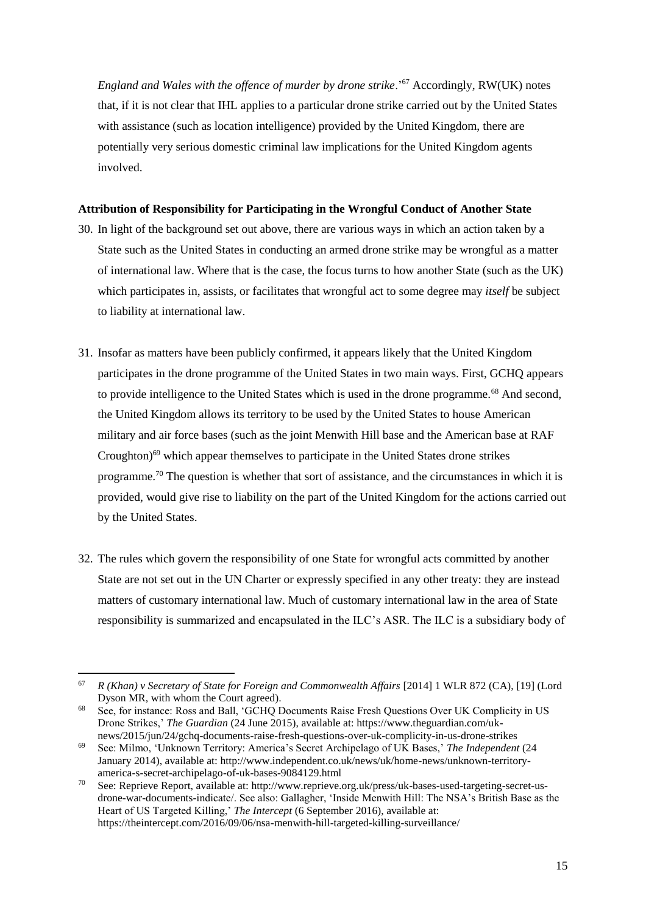*England and Wales with the offence of murder by drone strike*.'[67] Accordingly, RW(UK) notes that, if it is not clear that IHL applies to a particular drone strike carried out by the United States with assistance (such as location intelligence) provided by the United Kingdom, there are potentially very serious domestic criminal law implications for the United Kingdom agents involved.

**Attribution of Responsibility for Participating in the Wrongful Conduct of Another State**

30. In light of the background set out above, there are various ways in which an action taken by a State such as the United States in conducting an armed drone strike may be wrongful as a matter of international law. Where that is the case, the focus turns to how another State (such as the UK) which participates in, assists, or facilitates that wrongful act to some degree may *itself* be subject to liability at international law.

31. Insofar as matters have been publicly confirmed, it appears likely that the United Kingdom participates in the drone programme of the United States in two main ways. First, GCHQ appears to provide intelligence to the United States which is used in the drone programme.[68] And second, the United Kingdom allows its territory to be used by the United States to house American military and air force bases (such as the joint Menwith Hill base and the American base at RAF Croughton)[69] which appear themselves to participate in the United States drone strikes programme.[70] The question is whether that sort of assistance, and the circumstances in which it is provided, would give rise to liability on the part of the United Kingdom for the actions carried out by the United States.

32. The rules which govern the responsibility of one State for wrongful acts committed by another State are not set out in the UN Charter or expressly specified in any other treaty: they are instead matters of customary international law. Much of customary international law in the area of State responsibility is summarized and encapsulated in the ILC's ASR. The ILC is a subsidiary body of

---

[67] *R (Khan) v Secretary of State for Foreign and Commonwealth Affairs* [2014] 1 WLR 872 (CA), [19] (Lord Dyson MR, with whom the Court agreed).

[68] See, for instance: Ross and Ball, 'GCHQ Documents Raise Fresh Questions Over UK Complicity in US Drone Strikes,' *The Guardian* (24 June 2015), available at: https://www.theguardian.com/uk-news/2015/jun/24/gchq-documents-raise-fresh-questions-over-uk-complicity-in-us-drone-strikes

[69] See: Milmo, 'Unknown Territory: America's Secret Archipelago of UK Bases,' *The Independent* (24 January 2014), available at: http://www.independent.co.uk/news/uk/home-news/unknown-territory-america-s-secret-archipelago-of-uk-bases-9084129.html

[70] See: Reprieve Report, available at: http://www.reprieve.org.uk/press/uk-bases-used-targeting-secret-us-drone-war-documents-indicate/. See also: Gallagher, 'Inside Menwith Hill: The NSA's British Base as the Heart of US Targeted Killing,' *The Intercept* (6 September 2016), available at: https://theintercept.com/2016/09/06/nsa-menwith-hill-targeted-killing-surveillance/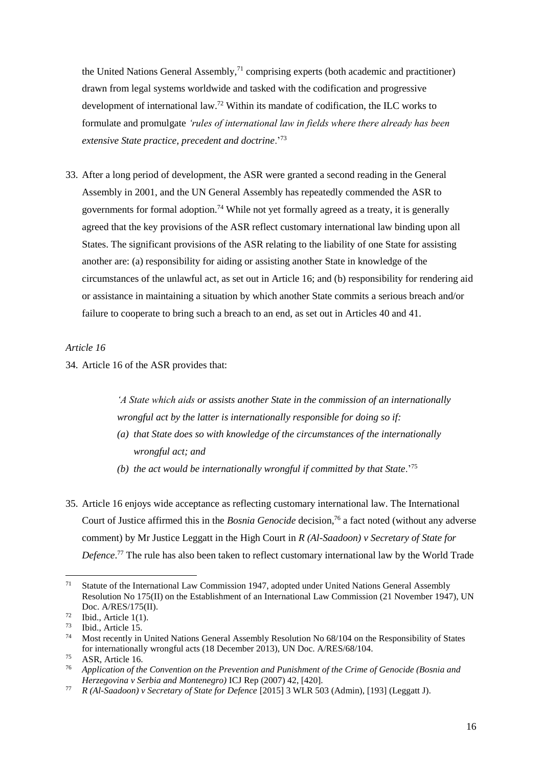the United Nations General Assembly,[71] comprising experts (both academic and practitioner) drawn from legal systems worldwide and tasked with the codification and progressive development of international law.[72] Within its mandate of codification, the ILC works to formulate and promulgate *'rules of international law in fields where there already has been extensive State practice, precedent and doctrine*.'[73]

33. After a long period of development, the ASR were granted a second reading in the General Assembly in 2001, and the UN General Assembly has repeatedly commended the ASR to governments for formal adoption.[74] While not yet formally agreed as a treaty, it is generally agreed that the key provisions of the ASR reflect customary international law binding upon all States. The significant provisions of the ASR relating to the liability of one State for assisting another are: (a) responsibility for aiding or assisting another State in knowledge of the circumstances of the unlawful act, as set out in Article 16; and (b) responsibility for rendering aid or assistance in maintaining a situation by which another State commits a serious breach and/or failure to cooperate to bring such a breach to an end, as set out in Articles 40 and 41.

*Article 16*

34. Article 16 of the ASR provides that:

> *'A State which aids or assists another State in the commission of an internationally wrongful act by the latter is internationally responsible for doing so if:*
> *(a) that State does so with knowledge of the circumstances of the internationally wrongful act; and*
> *(b) the act would be internationally wrongful if committed by that State*.'[75]

35. Article 16 enjoys wide acceptance as reflecting customary international law. The International Court of Justice affirmed this in the *Bosnia Genocide* decision,[76] a fact noted (without any adverse comment) by Mr Justice Leggatt in the High Court in *R (Al-Saadoon) v Secretary of State for Defence*.[77] The rule has also been taken to reflect customary international law by the World Trade

---

[71] Statute of the International Law Commission 1947, adopted under United Nations General Assembly Resolution No 175(II) on the Establishment of an International Law Commission (21 November 1947), UN Doc. A/RES/175(II).

[72] Ibid., Article 1(1).

[73] Ibid., Article 15.

[74] Most recently in United Nations General Assembly Resolution No 68/104 on the Responsibility of States for internationally wrongful acts (18 December 2013), UN Doc. A/RES/68/104.

[75] ASR, Article 16.

[76] *Application of the Convention on the Prevention and Punishment of the Crime of Genocide (Bosnia and Herzegovina v Serbia and Montenegro)* ICJ Rep (2007) 42, [420].

[77] *R (Al-Saadoon) v Secretary of State for Defence* [2015] 3 WLR 503 (Admin), [193] (Leggatt J).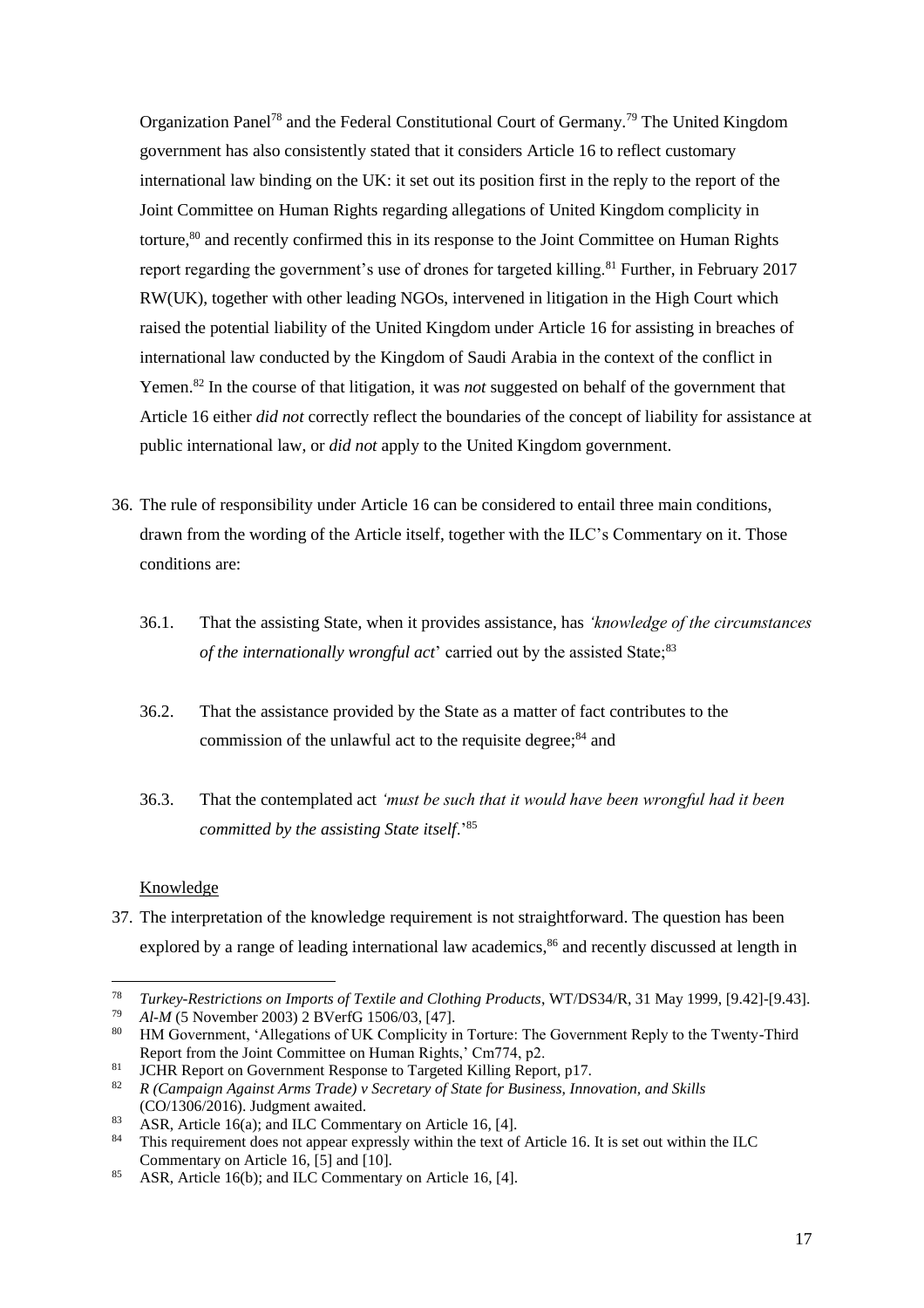Organization Panel[78] and the Federal Constitutional Court of Germany.[79] The United Kingdom government has also consistently stated that it considers Article 16 to reflect customary international law binding on the UK: it set out its position first in the reply to the report of the Joint Committee on Human Rights regarding allegations of United Kingdom complicity in torture,[80] and recently confirmed this in its response to the Joint Committee on Human Rights report regarding the government's use of drones for targeted killing.[81] Further, in February 2017 RW(UK), together with other leading NGOs, intervened in litigation in the High Court which raised the potential liability of the United Kingdom under Article 16 for assisting in breaches of international law conducted by the Kingdom of Saudi Arabia in the context of the conflict in Yemen.[82] In the course of that litigation, it was *not* suggested on behalf of the government that Article 16 either *did not* correctly reflect the boundaries of the concept of liability for assistance at public international law, or *did not* apply to the United Kingdom government.

36. The rule of responsibility under Article 16 can be considered to entail three main conditions, drawn from the wording of the Article itself, together with the ILC's Commentary on it. Those conditions are:

    36.1. That the assisting State, when it provides assistance, has *'knowledge of the circumstances of the internationally wrongful act*' carried out by the assisted State;[83]

    36.2. That the assistance provided by the State as a matter of fact contributes to the commission of the unlawful act to the requisite degree;[84] and

    36.3. That the contemplated act *'must be such that it would have been wrongful had it been committed by the assisting State itself*.'[85]

<u>Knowledge</u>

37. The interpretation of the knowledge requirement is not straightforward. The question has been explored by a range of leading international law academics,[86] and recently discussed at length in

---

[78] *Turkey-Restrictions on Imports of Textile and Clothing Products*, WT/DS34/R, 31 May 1999, [9.42]-[9.43].

[79] *Al-M* (5 November 2003) 2 BVerfG 1506/03, [47].

[80] HM Government, 'Allegations of UK Complicity in Torture: The Government Reply to the Twenty-Third Report from the Joint Committee on Human Rights,' Cm774, p2.

[81] JCHR Report on Government Response to Targeted Killing Report, p17.

[82] *R (Campaign Against Arms Trade) v Secretary of State for Business, Innovation, and Skills* (CO/1306/2016). Judgment awaited.

[83] ASR, Article 16(a); and ILC Commentary on Article 16, [4].

[84] This requirement does not appear expressly within the text of Article 16. It is set out within the ILC Commentary on Article 16, [5] and [10].

[85] ASR, Article 16(b); and ILC Commentary on Article 16, [4].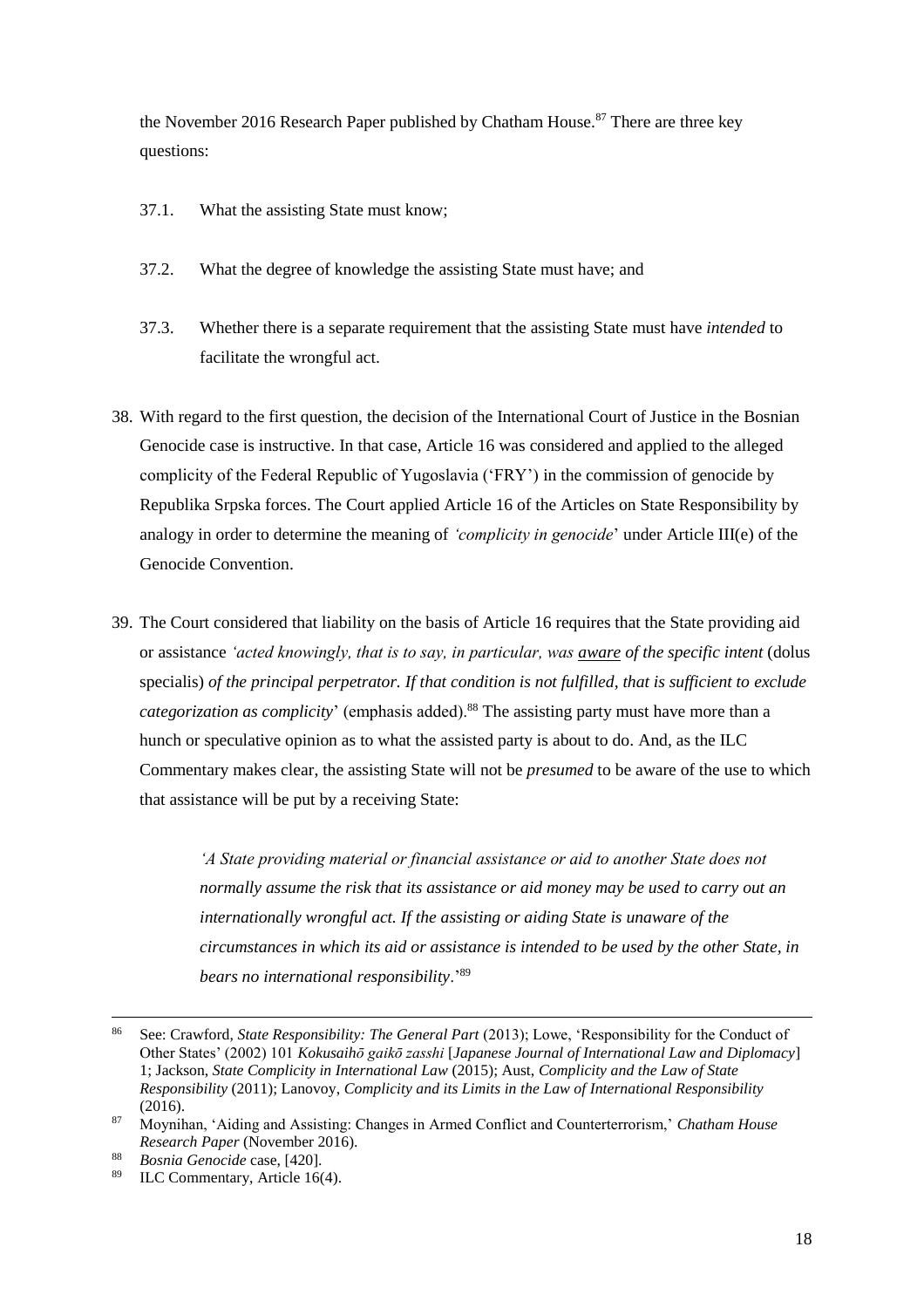the November 2016 Research Paper published by Chatham House.[87] There are three key questions:

37.1. What the assisting State must know;

37.2. What the degree of knowledge the assisting State must have; and

37.3. Whether there is a separate requirement that the assisting State must have *intended* to facilitate the wrongful act.

38. With regard to the first question, the decision of the International Court of Justice in the Bosnian Genocide case is instructive. In that case, Article 16 was considered and applied to the alleged complicity of the Federal Republic of Yugoslavia ('FRY') in the commission of genocide by Republika Srpska forces. The Court applied Article 16 of the Articles on State Responsibility by analogy in order to determine the meaning of *'complicity in genocide*' under Article III(e) of the Genocide Convention.

39. The Court considered that liability on the basis of Article 16 requires that the State providing aid or assistance *'acted knowingly, that is to say, in particular, was <u>aware</u> of the specific intent* (dolus specialis) *of the principal perpetrator. If that condition is not fulfilled, that is sufficient to exclude categorization as complicity*' (emphasis added).[88] The assisting party must have more than a hunch or speculative opinion as to what the assisted party is about to do. And, as the ILC Commentary makes clear, the assisting State will not be *presumed* to be aware of the use to which that assistance will be put by a receiving State:

> *'A State providing material or financial assistance or aid to another State does not normally assume the risk that its assistance or aid money may be used to carry out an internationally wrongful act. If the assisting or aiding State is unaware of the circumstances in which its aid or assistance is intended to be used by the other State, in bears no international responsibility*.'[89]

---

[86] See: Crawford, *State Responsibility: The General Part* (2013); Lowe, 'Responsibility for the Conduct of Other States' (2002) 101 *Kokusaihō gaikō zasshi* [*Japanese Journal of International Law and Diplomacy*] 1; Jackson, *State Complicity in International Law* (2015); Aust, *Complicity and the Law of State Responsibility* (2011); Lanovoy, *Complicity and its Limits in the Law of International Responsibility* (2016).

[87] Moynihan, 'Aiding and Assisting: Changes in Armed Conflict and Counterterrorism,' *Chatham House Research Paper* (November 2016).

[88] *Bosnia Genocide* case, [420].

[89] ILC Commentary, Article 16(4).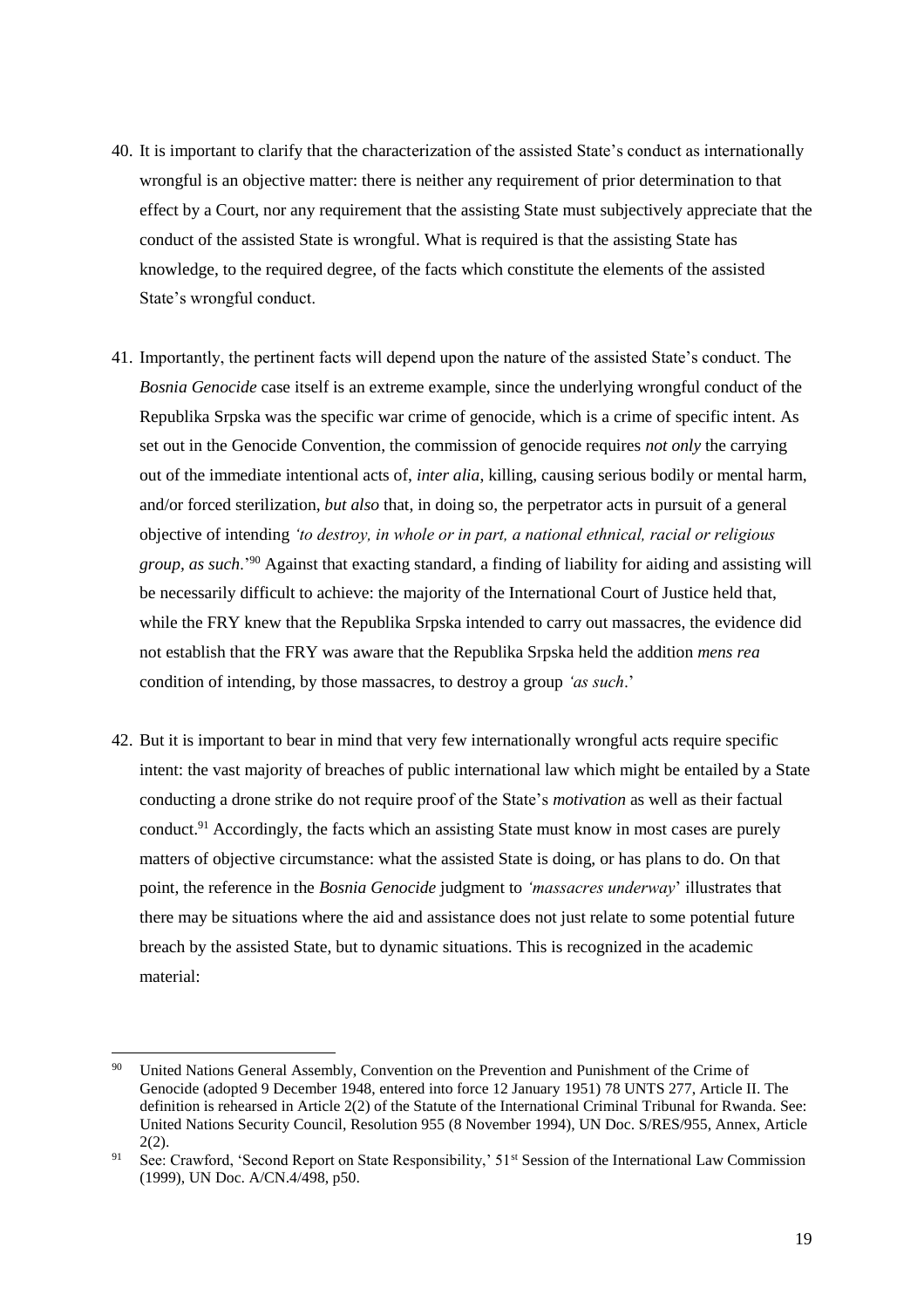40. It is important to clarify that the characterization of the assisted State's conduct as internationally wrongful is an objective matter: there is neither any requirement of prior determination to that effect by a Court, nor any requirement that the assisting State must subjectively appreciate that the conduct of the assisted State is wrongful. What is required is that the assisting State has knowledge, to the required degree, of the facts which constitute the elements of the assisted State's wrongful conduct.

41. Importantly, the pertinent facts will depend upon the nature of the assisted State's conduct. The *Bosnia Genocide* case itself is an extreme example, since the underlying wrongful conduct of the Republika Srpska was the specific war crime of genocide, which is a crime of specific intent. As set out in the Genocide Convention, the commission of genocide requires *not only* the carrying out of the immediate intentional acts of, *inter alia*, killing, causing serious bodily or mental harm, and/or forced sterilization, *but also* that, in doing so, the perpetrator acts in pursuit of a general objective of intending *'to destroy, in whole or in part, a national ethnical, racial or religious group, as such.'*[90] Against that exacting standard, a finding of liability for aiding and assisting will be necessarily difficult to achieve: the majority of the International Court of Justice held that, while the FRY knew that the Republika Srpska intended to carry out massacres, the evidence did not establish that the FRY was aware that the Republika Srpska held the addition *mens rea* condition of intending, by those massacres, to destroy a group *'as such*.'

42. But it is important to bear in mind that very few internationally wrongful acts require specific intent: the vast majority of breaches of public international law which might be entailed by a State conducting a drone strike do not require proof of the State's *motivation* as well as their factual conduct.[91] Accordingly, the facts which an assisting State must know in most cases are purely matters of objective circumstance: what the assisted State is doing, or has plans to do. On that point, the reference in the *Bosnia Genocide* judgment to *'massacres underway*' illustrates that there may be situations where the aid and assistance does not just relate to some potential future breach by the assisted State, but to dynamic situations. This is recognized in the academic material:

---

[90] United Nations General Assembly, Convention on the Prevention and Punishment of the Crime of Genocide (adopted 9 December 1948, entered into force 12 January 1951) 78 UNTS 277, Article II. The definition is rehearsed in Article 2(2) of the Statute of the International Criminal Tribunal for Rwanda. See: United Nations Security Council, Resolution 955 (8 November 1994), UN Doc. S/RES/955, Annex, Article 2(2).

[91] See: Crawford, 'Second Report on State Responsibility,' 51st Session of the International Law Commission (1999), UN Doc. A/CN.4/498, p50.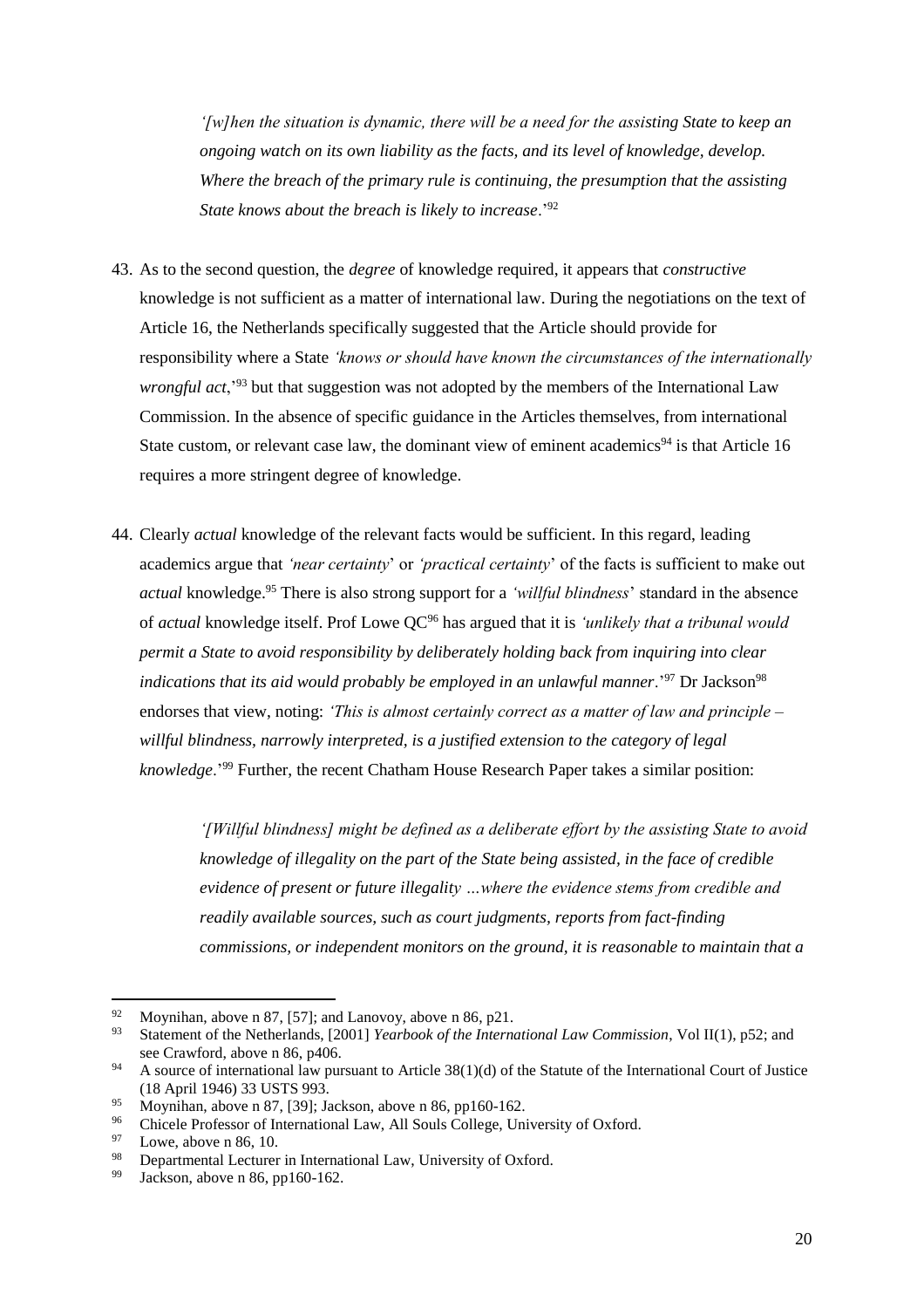> *'[w]hen the situation is dynamic, there will be a need for the assisting State to keep an ongoing watch on its own liability as the facts, and its level of knowledge, develop. Where the breach of the primary rule is continuing, the presumption that the assisting State knows about the breach is likely to increase*.'[92]

43. As to the second question, the *degree* of knowledge required, it appears that *constructive* knowledge is not sufficient as a matter of international law. During the negotiations on the text of Article 16, the Netherlands specifically suggested that the Article should provide for responsibility where a State *'knows or should have known the circumstances of the internationally wrongful act*,'[93] but that suggestion was not adopted by the members of the International Law Commission. In the absence of specific guidance in the Articles themselves, from international State custom, or relevant case law, the dominant view of eminent academics[94] is that Article 16 requires a more stringent degree of knowledge.

44. Clearly *actual* knowledge of the relevant facts would be sufficient. In this regard, leading academics argue that *'near certainty*' or *'practical certainty*' of the facts is sufficient to make out *actual* knowledge.[95] There is also strong support for a *'willful blindness*' standard in the absence of *actual* knowledge itself. Prof Lowe QC[96] has argued that it is *'unlikely that a tribunal would permit a State to avoid responsibility by deliberately holding back from inquiring into clear indications that its aid would probably be employed in an unlawful manner*.'[97] Dr Jackson[98] endorses that view, noting: *'This is almost certainly correct as a matter of law and principle – willful blindness, narrowly interpreted, is a justified extension to the category of legal knowledge*.'[99] Further, the recent Chatham House Research Paper takes a similar position:

> *'[Willful blindness] might be defined as a deliberate effort by the assisting State to avoid knowledge of illegality on the part of the State being assisted, in the face of credible evidence of present or future illegality …where the evidence stems from credible and readily available sources, such as court judgments, reports from fact-finding commissions, or independent monitors on the ground, it is reasonable to maintain that a*

---

[92] Moynihan, above n 87, [57]; and Lanovoy, above n 86, p21.

[93] Statement of the Netherlands, [2001] *Yearbook of the International Law Commission*, Vol II(1), p52; and see Crawford, above n 86, p406.

[94] A source of international law pursuant to Article 38(1)(d) of the Statute of the International Court of Justice (18 April 1946) 33 USTS 993.

[95] Moynihan, above n 87, [39]; Jackson, above n 86, pp160-162.

[96] Chicele Professor of International Law, All Souls College, University of Oxford.

[97] Lowe, above n 86, 10.

[98] Departmental Lecturer in International Law, University of Oxford.

[99] Jackson, above n 86, pp160-162.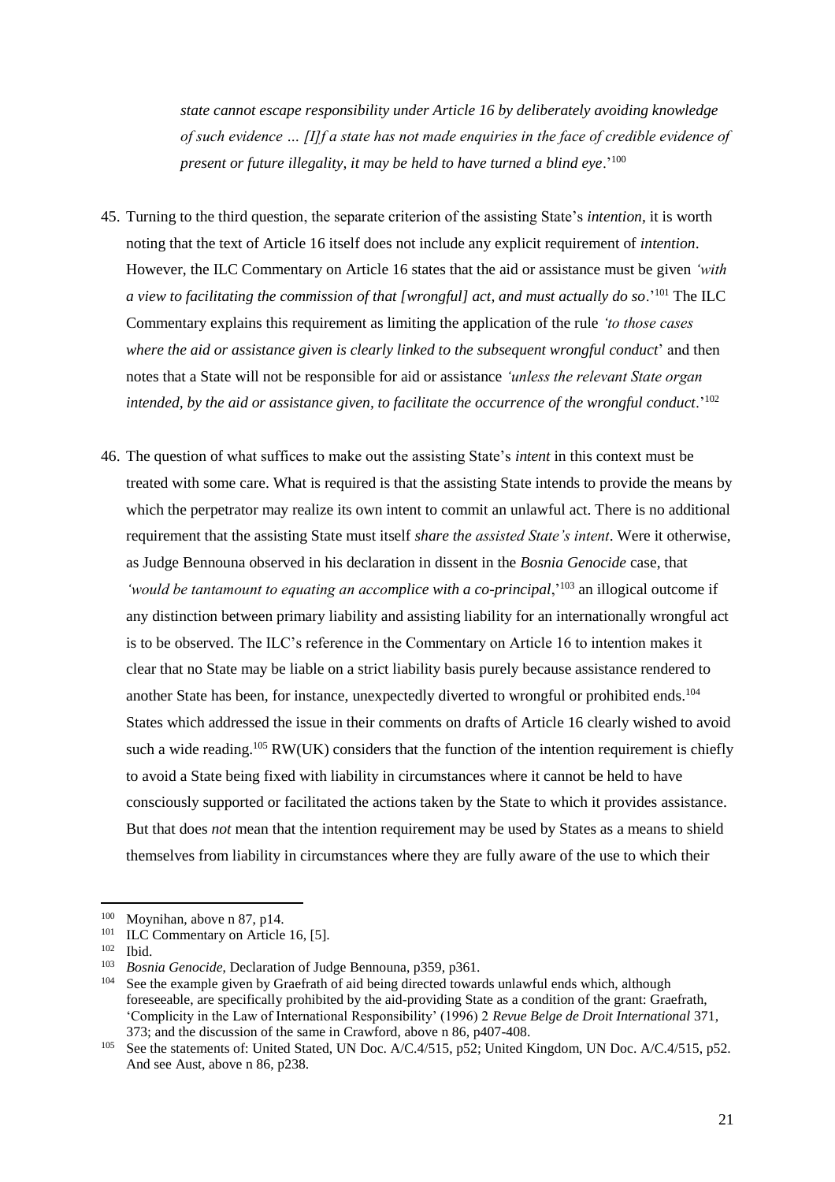*state cannot escape responsibility under Article 16 by deliberately avoiding knowledge of such evidence … [I]f a state has not made enquiries in the face of credible evidence of present or future illegality, it may be held to have turned a blind eye*.'[100]

45. Turning to the third question, the separate criterion of the assisting State's *intention*, it is worth noting that the text of Article 16 itself does not include any explicit requirement of *intention*. However, the ILC Commentary on Article 16 states that the aid or assistance must be given *'with a view to facilitating the commission of that [wrongful] act, and must actually do so*.'[101] The ILC Commentary explains this requirement as limiting the application of the rule *'to those cases where the aid or assistance given is clearly linked to the subsequent wrongful conduct*' and then notes that a State will not be responsible for aid or assistance *'unless the relevant State organ intended, by the aid or assistance given, to facilitate the occurrence of the wrongful conduct*.'[102]

46. The question of what suffices to make out the assisting State's *intent* in this context must be treated with some care. What is required is that the assisting State intends to provide the means by which the perpetrator may realize its own intent to commit an unlawful act. There is no additional requirement that the assisting State must itself *share the assisted State's intent*. Were it otherwise, as Judge Bennouna observed in his declaration in dissent in the *Bosnia Genocide* case, that *'would be tantamount to equating an accomplice with a co-principal*,'[103] an illogical outcome if any distinction between primary liability and assisting liability for an internationally wrongful act is to be observed. The ILC's reference in the Commentary on Article 16 to intention makes it clear that no State may be liable on a strict liability basis purely because assistance rendered to another State has been, for instance, unexpectedly diverted to wrongful or prohibited ends.[104] States which addressed the issue in their comments on drafts of Article 16 clearly wished to avoid such a wide reading.[105] RW(UK) considers that the function of the intention requirement is chiefly to avoid a State being fixed with liability in circumstances where it cannot be held to have consciously supported or facilitated the actions taken by the State to which it provides assistance. But that does *not* mean that the intention requirement may be used by States as a means to shield themselves from liability in circumstances where they are fully aware of the use to which their

---

[100] Moynihan, above n 87, p14.

[101] ILC Commentary on Article 16, [5].

[102] Ibid.

[103] *Bosnia Genocide*, Declaration of Judge Bennouna, p359, p361.

[104] See the example given by Graefrath of aid being directed towards unlawful ends which, although foreseeable, are specifically prohibited by the aid-providing State as a condition of the grant: Graefrath, 'Complicity in the Law of International Responsibility' (1996) 2 *Revue Belge de Droit International* 371, 373; and the discussion of the same in Crawford, above n 86, p407-408.

[105] See the statements of: United Stated, UN Doc. A/C.4/515, p52; United Kingdom, UN Doc. A/C.4/515, p52. And see Aust, above n 86, p238.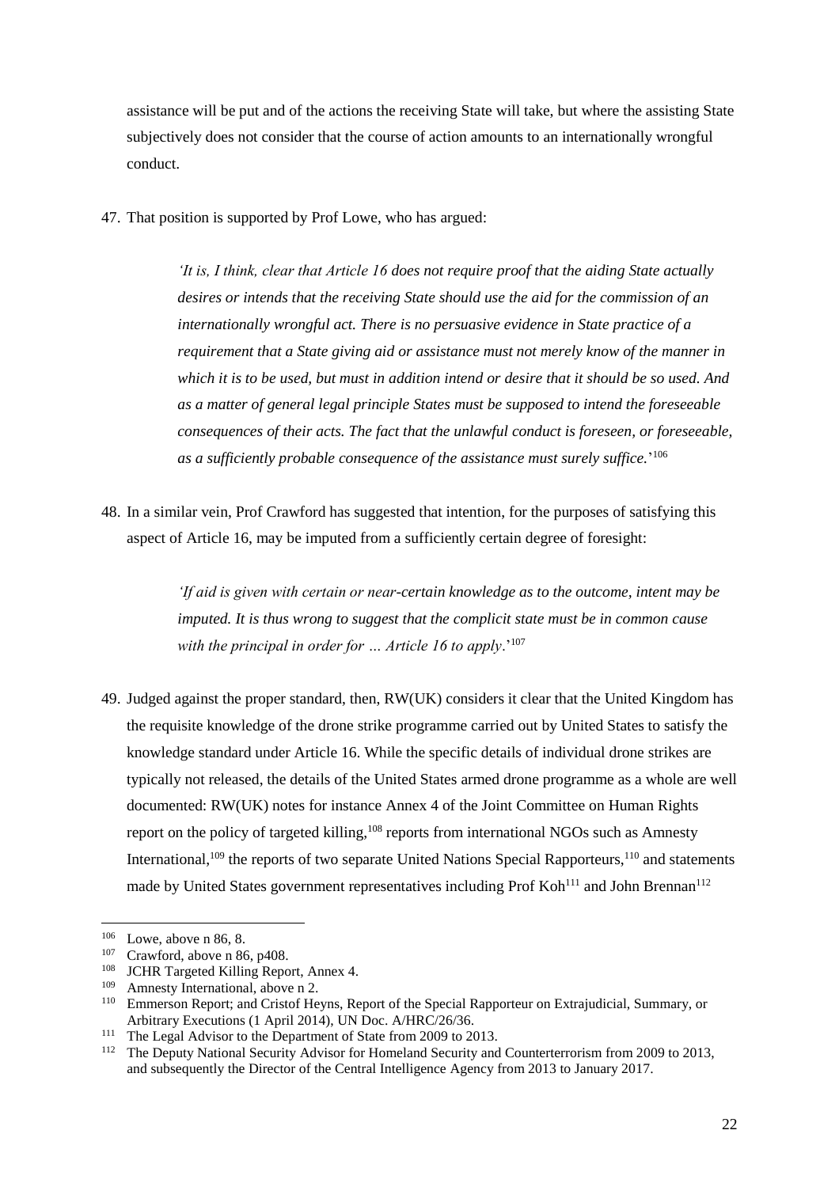assistance will be put and of the actions the receiving State will take, but where the assisting State subjectively does not consider that the course of action amounts to an internationally wrongful conduct.

47. That position is supported by Prof Lowe, who has argued:

> *'It is, I think, clear that Article 16 does not require proof that the aiding State actually desires or intends that the receiving State should use the aid for the commission of an internationally wrongful act. There is no persuasive evidence in State practice of a requirement that a State giving aid or assistance must not merely know of the manner in which it is to be used, but must in addition intend or desire that it should be so used. And as a matter of general legal principle States must be supposed to intend the foreseeable consequences of their acts. The fact that the unlawful conduct is foreseen, or foreseeable, as a sufficiently probable consequence of the assistance must surely suffice.*'[106]

48. In a similar vein, Prof Crawford has suggested that intention, for the purposes of satisfying this aspect of Article 16, may be imputed from a sufficiently certain degree of foresight:

> *'If aid is given with certain or near-certain knowledge as to the outcome, intent may be imputed. It is thus wrong to suggest that the complicit state must be in common cause with the principal in order for … Article 16 to apply*.'[107]

49. Judged against the proper standard, then, RW(UK) considers it clear that the United Kingdom has the requisite knowledge of the drone strike programme carried out by United States to satisfy the knowledge standard under Article 16. While the specific details of individual drone strikes are typically not released, the details of the United States armed drone programme as a whole are well documented: RW(UK) notes for instance Annex 4 of the Joint Committee on Human Rights report on the policy of targeted killing,[108] reports from international NGOs such as Amnesty International,[109] the reports of two separate United Nations Special Rapporteurs,[110] and statements made by United States government representatives including Prof Koh[111] and John Brennan[112]

---

[106] Lowe, above n 86, 8.

[107] Crawford, above n 86, p408.

[108] JCHR Targeted Killing Report, Annex 4.

[109] Amnesty International, above n 2.

[110] Emmerson Report; and Cristof Heyns, Report of the Special Rapporteur on Extrajudicial, Summary, or Arbitrary Executions (1 April 2014), UN Doc. A/HRC/26/36.

[111] The Legal Advisor to the Department of State from 2009 to 2013.

[112] The Deputy National Security Advisor for Homeland Security and Counterterrorism from 2009 to 2013, and subsequently the Director of the Central Intelligence Agency from 2013 to January 2017.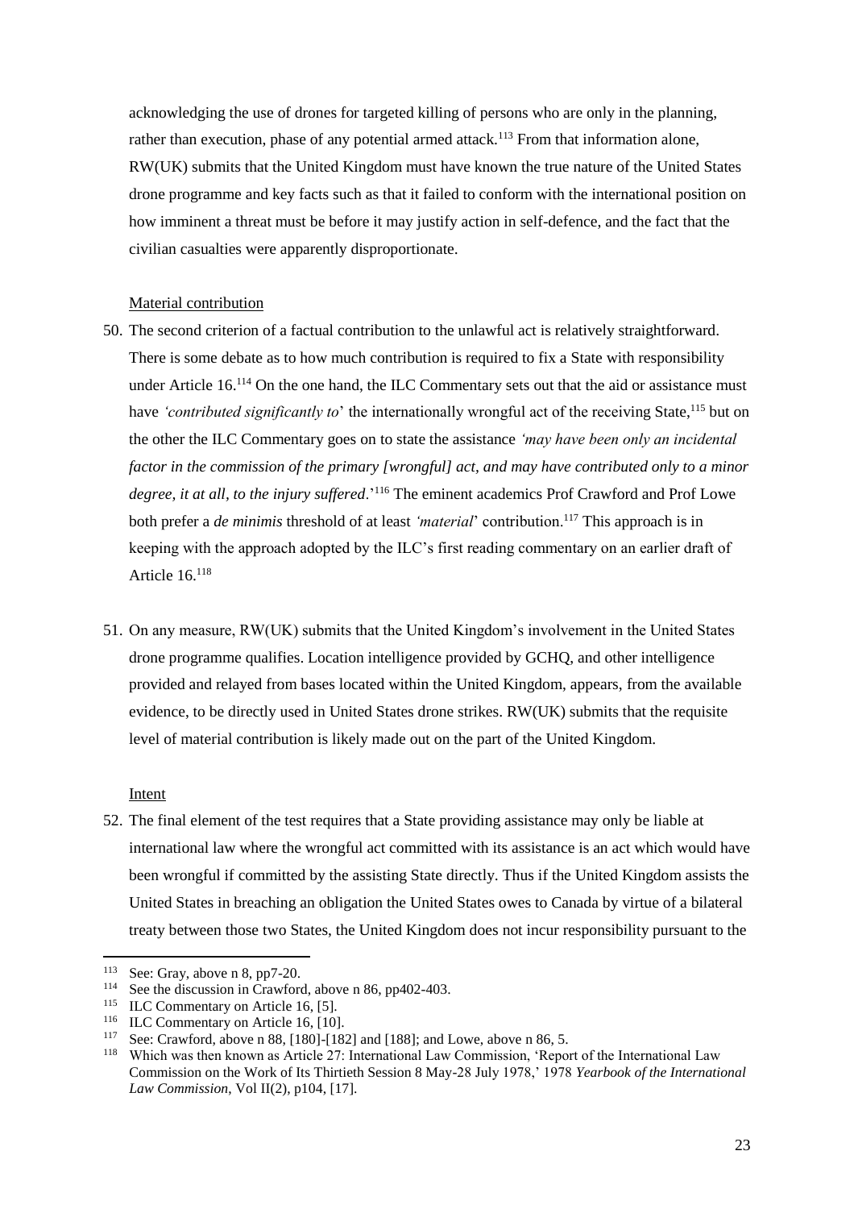acknowledging the use of drones for targeted killing of persons who are only in the planning, rather than execution, phase of any potential armed attack.[113] From that information alone, RW(UK) submits that the United Kingdom must have known the true nature of the United States drone programme and key facts such as that it failed to conform with the international position on how imminent a threat must be before it may justify action in self-defence, and the fact that the civilian casualties were apparently disproportionate.

<u>Material contribution</u>

50. The second criterion of a factual contribution to the unlawful act is relatively straightforward. There is some debate as to how much contribution is required to fix a State with responsibility under Article 16.[114] On the one hand, the ILC Commentary sets out that the aid or assistance must have *'contributed significantly to*' the internationally wrongful act of the receiving State,[115] but on the other the ILC Commentary goes on to state the assistance *'may have been only an incidental factor in the commission of the primary [wrongful] act, and may have contributed only to a minor degree, it at all, to the injury suffered*.'[116] The eminent academics Prof Crawford and Prof Lowe both prefer a *de minimis* threshold of at least *'material*' contribution.[117] This approach is in keeping with the approach adopted by the ILC's first reading commentary on an earlier draft of Article 16.[118]

51. On any measure, RW(UK) submits that the United Kingdom's involvement in the United States drone programme qualifies. Location intelligence provided by GCHQ, and other intelligence provided and relayed from bases located within the United Kingdom, appears, from the available evidence, to be directly used in United States drone strikes. RW(UK) submits that the requisite level of material contribution is likely made out on the part of the United Kingdom.

<u>Intent</u>

52. The final element of the test requires that a State providing assistance may only be liable at international law where the wrongful act committed with its assistance is an act which would have been wrongful if committed by the assisting State directly. Thus if the United Kingdom assists the United States in breaching an obligation the United States owes to Canada by virtue of a bilateral treaty between those two States, the United Kingdom does not incur responsibility pursuant to the

---

[113] See: Gray, above n 8, pp7-20.

[114] See the discussion in Crawford, above n 86, pp402-403.

[115] ILC Commentary on Article 16, [5].

[116] ILC Commentary on Article 16, [10].

[117] See: Crawford, above n 88, [180]-[182] and [188]; and Lowe, above n 86, 5.

[118] Which was then known as Article 27: International Law Commission, 'Report of the International Law Commission on the Work of Its Thirtieth Session 8 May-28 July 1978,' 1978 *Yearbook of the International Law Commission*, Vol II(2), p104, [17].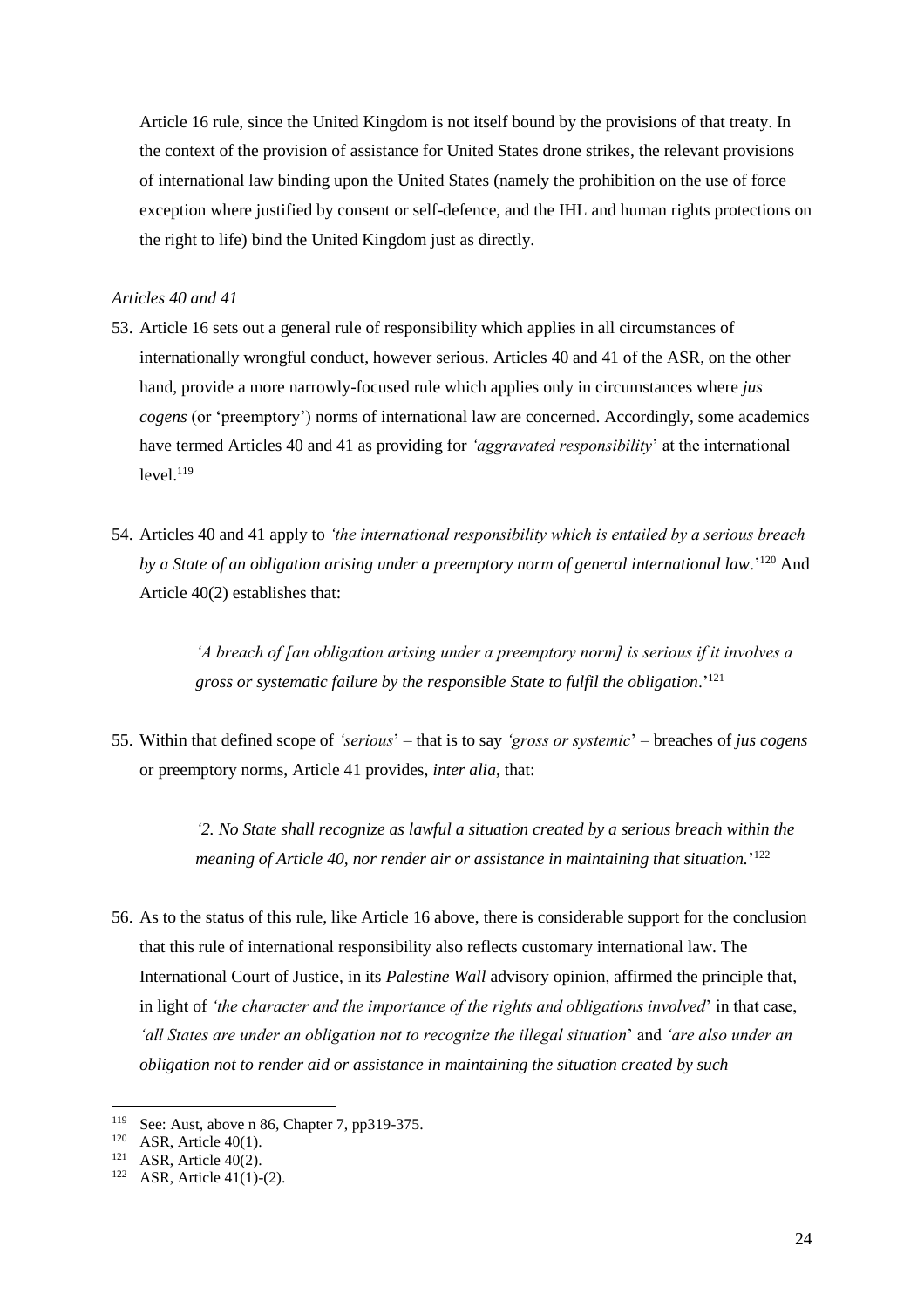Article 16 rule, since the United Kingdom is not itself bound by the provisions of that treaty. In the context of the provision of assistance for United States drone strikes, the relevant provisions of international law binding upon the United States (namely the prohibition on the use of force exception where justified by consent or self-defence, and the IHL and human rights protections on the right to life) bind the United Kingdom just as directly.

*Articles 40 and 41*

53. Article 16 sets out a general rule of responsibility which applies in all circumstances of internationally wrongful conduct, however serious. Articles 40 and 41 of the ASR, on the other hand, provide a more narrowly-focused rule which applies only in circumstances where *jus cogens* (or 'preemptory') norms of international law are concerned. Accordingly, some academics have termed Articles 40 and 41 as providing for *'aggravated responsibility*' at the international level.[119]

54. Articles 40 and 41 apply to *'the international responsibility which is entailed by a serious breach by a State of an obligation arising under a preemptory norm of general international law*.'[120] And Article 40(2) establishes that:

> *'A breach of [an obligation arising under a preemptory norm] is serious if it involves a gross or systematic failure by the responsible State to fulfil the obligation*.'[121]

55. Within that defined scope of *'serious*' – that is to say *'gross or systemic*' – breaches of *jus cogens* or preemptory norms, Article 41 provides, *inter alia*, that:

> *'2. No State shall recognize as lawful a situation created by a serious breach within the meaning of Article 40, nor render air or assistance in maintaining that situation.*'[122]

56. As to the status of this rule, like Article 16 above, there is considerable support for the conclusion that this rule of international responsibility also reflects customary international law. The International Court of Justice, in its *Palestine Wall* advisory opinion, affirmed the principle that, in light of *'the character and the importance of the rights and obligations involved*' in that case, *'all States are under an obligation not to recognize the illegal situation*' and *'are also under an obligation not to render aid or assistance in maintaining the situation created by such*

---

[119] See: Aust, above n 86, Chapter 7, pp319-375.

[120] ASR, Article 40(1).

[121] ASR, Article 40(2).

[122] ASR, Article 41(1)-(2).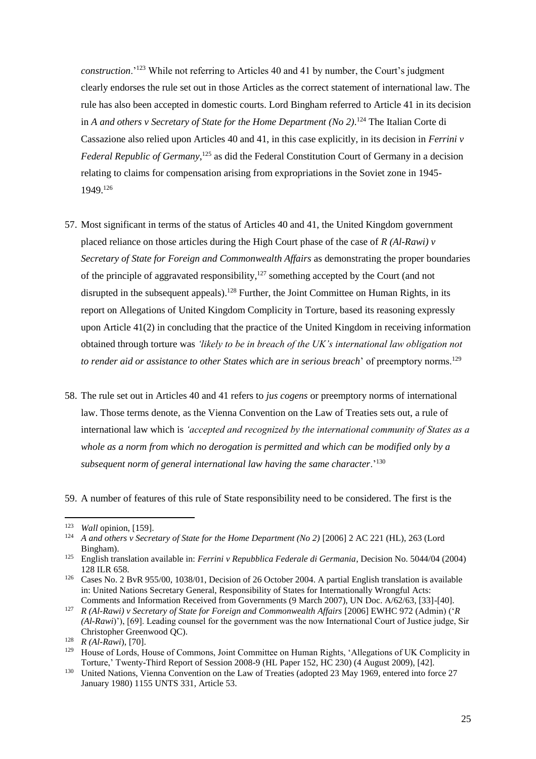*construction*.'[123] While not referring to Articles 40 and 41 by number, the Court's judgment clearly endorses the rule set out in those Articles as the correct statement of international law. The rule has also been accepted in domestic courts. Lord Bingham referred to Article 41 in its decision in *A and others v Secretary of State for the Home Department (No 2)*.[124] The Italian Corte di Cassazione also relied upon Articles 40 and 41, in this case explicitly, in its decision in *Ferrini v Federal Republic of Germany*,[125] as did the Federal Constitution Court of Germany in a decision relating to claims for compensation arising from expropriations in the Soviet zone in 1945-1949.[126]

57. Most significant in terms of the status of Articles 40 and 41, the United Kingdom government placed reliance on those articles during the High Court phase of the case of *R (Al-Rawi) v Secretary of State for Foreign and Commonwealth Affairs* as demonstrating the proper boundaries of the principle of aggravated responsibility,[127] something accepted by the Court (and not disrupted in the subsequent appeals).[128] Further, the Joint Committee on Human Rights, in its report on Allegations of United Kingdom Complicity in Torture, based its reasoning expressly upon Article 41(2) in concluding that the practice of the United Kingdom in receiving information obtained through torture was *'likely to be in breach of the UK's international law obligation not to render aid or assistance to other States which are in serious breach*' of preemptory norms.[129]

58. The rule set out in Articles 40 and 41 refers to *jus cogens* or preemptory norms of international law. Those terms denote, as the Vienna Convention on the Law of Treaties sets out, a rule of international law which is *'accepted and recognized by the international community of States as a whole as a norm from which no derogation is permitted and which can be modified only by a subsequent norm of general international law having the same character*.'[130]

59. A number of features of this rule of State responsibility need to be considered. The first is the

---

[123] *Wall* opinion, [159].

[124] *A and others v Secretary of State for the Home Department (No 2)* [2006] 2 AC 221 (HL), 263 (Lord Bingham).

[125] English translation available in: *Ferrini v Repubblica Federale di Germania*, Decision No. 5044/04 (2004) 128 ILR 658.

[126] Cases No. 2 BvR 955/00, 1038/01, Decision of 26 October 2004. A partial English translation is available in: United Nations Secretary General, Responsibility of States for Internationally Wrongful Acts: Comments and Information Received from Governments (9 March 2007), UN Doc. A/62/63, [33]-[40].

[127] *R (Al-Rawi) v Secretary of State for Foreign and Commonwealth Affairs* [2006] EWHC 972 (Admin) ('*R (Al-Rawi*)'), [69]. Leading counsel for the government was the now International Court of Justice judge, Sir Christopher Greenwood QC).

[128] *R (Al-Rawi*), [70].

[129] House of Lords, House of Commons, Joint Committee on Human Rights, 'Allegations of UK Complicity in Torture,' Twenty-Third Report of Session 2008-9 (HL Paper 152, HC 230) (4 August 2009), [42].

[130] United Nations, Vienna Convention on the Law of Treaties (adopted 23 May 1969, entered into force 27 January 1980) 1155 UNTS 331, Article 53.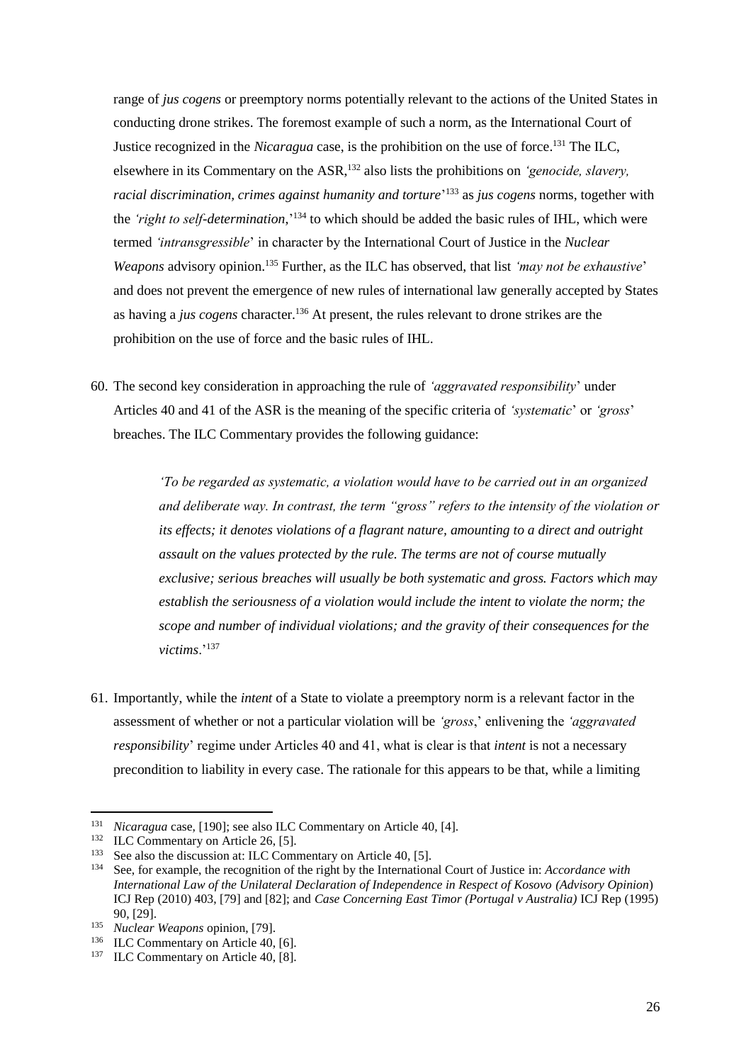range of *jus cogens* or preemptory norms potentially relevant to the actions of the United States in conducting drone strikes. The foremost example of such a norm, as the International Court of Justice recognized in the *Nicaragua* case, is the prohibition on the use of force.[131] The ILC, elsewhere in its Commentary on the ASR,[132] also lists the prohibitions on *'genocide, slavery, racial discrimination, crimes against humanity and torture*'[133] as *jus cogens* norms, together with the *'right to self-determination*,'[134] to which should be added the basic rules of IHL, which were termed *'intransgressible*' in character by the International Court of Justice in the *Nuclear Weapons* advisory opinion.[135] Further, as the ILC has observed, that list *'may not be exhaustive*' and does not prevent the emergence of new rules of international law generally accepted by States as having a *jus cogens* character.[136] At present, the rules relevant to drone strikes are the prohibition on the use of force and the basic rules of IHL.

60. The second key consideration in approaching the rule of *'aggravated responsibility*' under Articles 40 and 41 of the ASR is the meaning of the specific criteria of *'systematic*' or *'gross*' breaches. The ILC Commentary provides the following guidance:

> *'To be regarded as systematic, a violation would have to be carried out in an organized and deliberate way. In contrast, the term "gross" refers to the intensity of the violation or its effects; it denotes violations of a flagrant nature, amounting to a direct and outright assault on the values protected by the rule. The terms are not of course mutually exclusive; serious breaches will usually be both systematic and gross. Factors which may establish the seriousness of a violation would include the intent to violate the norm; the scope and number of individual violations; and the gravity of their consequences for the victims*.'[137]

61. Importantly, while the *intent* of a State to violate a preemptory norm is a relevant factor in the assessment of whether or not a particular violation will be *'gross*,' enlivening the *'aggravated responsibility*' regime under Articles 40 and 41, what is clear is that *intent* is not a necessary precondition to liability in every case. The rationale for this appears to be that, while a limiting

---

[131] *Nicaragua* case, [190]; see also ILC Commentary on Article 40, [4].

[132] ILC Commentary on Article 26, [5].

[133] See also the discussion at: ILC Commentary on Article 40, [5].

[134] See, for example, the recognition of the right by the International Court of Justice in: *Accordance with International Law of the Unilateral Declaration of Independence in Respect of Kosovo (Advisory Opinion*) ICJ Rep (2010) 403, [79] and [82]; and *Case Concerning East Timor (Portugal v Australia)* ICJ Rep (1995) 90, [29].

[135] *Nuclear Weapons* opinion, [79].

[136] ILC Commentary on Article 40, [6].

[137] ILC Commentary on Article 40, [8].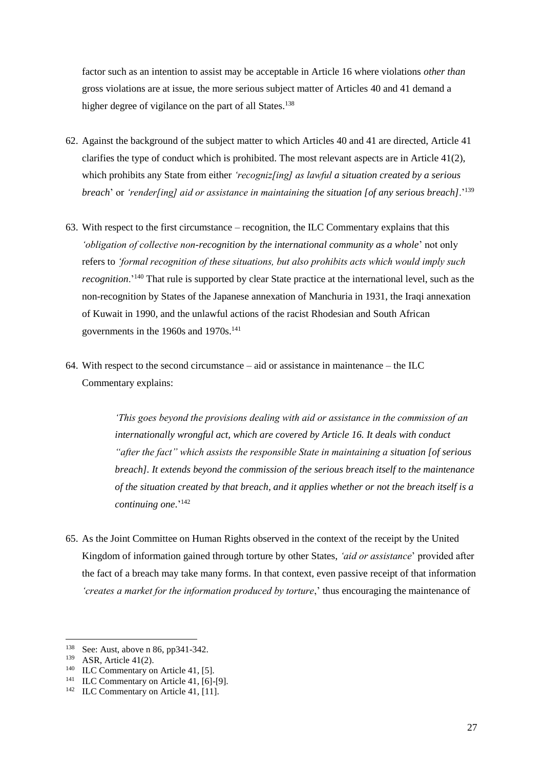factor such as an intention to assist may be acceptable in Article 16 where violations *other than* gross violations are at issue, the more serious subject matter of Articles 40 and 41 demand a higher degree of vigilance on the part of all States.[138]

62. Against the background of the subject matter to which Articles 40 and 41 are directed, Article 41 clarifies the type of conduct which is prohibited. The most relevant aspects are in Article 41(2), which prohibits any State from either *'recogniz[ing] as lawful a situation created by a serious breach*' or *'render[ing] aid or assistance in maintaining the situation [of any serious breach]*.'[139]

63. With respect to the first circumstance – recognition, the ILC Commentary explains that this *'obligation of collective non-recognition by the international community as a whole*' not only refers to *'formal recognition of these situations, but also prohibits acts which would imply such recognition*.'[140] That rule is supported by clear State practice at the international level, such as the non-recognition by States of the Japanese annexation of Manchuria in 1931, the Iraqi annexation of Kuwait in 1990, and the unlawful actions of the racist Rhodesian and South African governments in the 1960s and 1970s.[141]

64. With respect to the second circumstance – aid or assistance in maintenance – the ILC Commentary explains:

> *'This goes beyond the provisions dealing with aid or assistance in the commission of an internationally wrongful act, which are covered by Article 16. It deals with conduct "after the fact" which assists the responsible State in maintaining a situation [of serious breach]. It extends beyond the commission of the serious breach itself to the maintenance of the situation created by that breach, and it applies whether or not the breach itself is a continuing one*.'[142]

65. As the Joint Committee on Human Rights observed in the context of the receipt by the United Kingdom of information gained through torture by other States, *'aid or assistance*' provided after the fact of a breach may take many forms. In that context, even passive receipt of that information *'creates a market for the information produced by torture*,' thus encouraging the maintenance of

---

[138] See: Aust, above n 86, pp341-342.

[139] ASR, Article 41(2).

[140] ILC Commentary on Article 41, [5].

[141] ILC Commentary on Article 41, [6]-[9].

[142] ILC Commentary on Article 41, [11].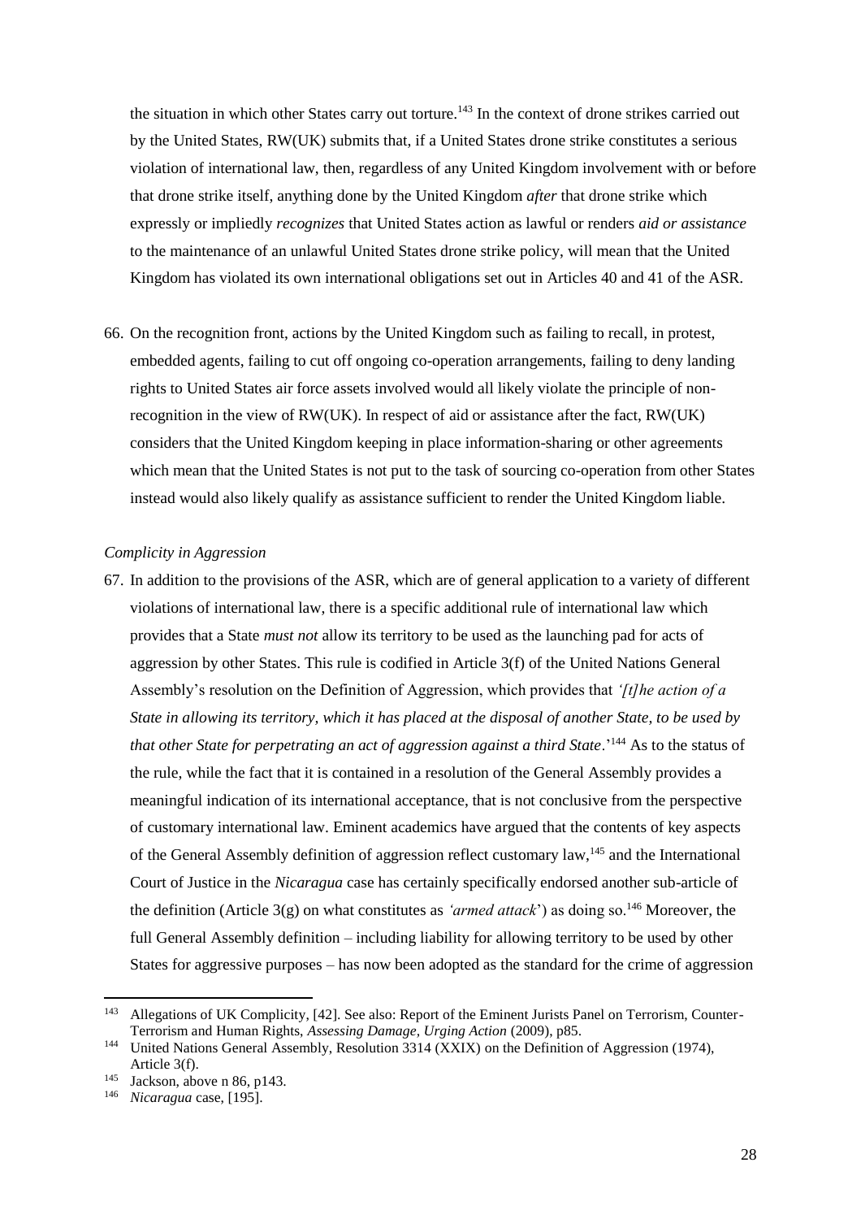the situation in which other States carry out torture.[143] In the context of drone strikes carried out by the United States, RW(UK) submits that, if a United States drone strike constitutes a serious violation of international law, then, regardless of any United Kingdom involvement with or before that drone strike itself, anything done by the United Kingdom *after* that drone strike which expressly or impliedly *recognizes* that United States action as lawful or renders *aid or assistance* to the maintenance of an unlawful United States drone strike policy, will mean that the United Kingdom has violated its own international obligations set out in Articles 40 and 41 of the ASR.

66. On the recognition front, actions by the United Kingdom such as failing to recall, in protest, embedded agents, failing to cut off ongoing co-operation arrangements, failing to deny landing rights to United States air force assets involved would all likely violate the principle of non-recognition in the view of RW(UK). In respect of aid or assistance after the fact, RW(UK) considers that the United Kingdom keeping in place information-sharing or other agreements which mean that the United States is not put to the task of sourcing co-operation from other States instead would also likely qualify as assistance sufficient to render the United Kingdom liable.

*Complicity in Aggression*

67. In addition to the provisions of the ASR, which are of general application to a variety of different violations of international law, there is a specific additional rule of international law which provides that a State *must not* allow its territory to be used as the launching pad for acts of aggression by other States. This rule is codified in Article 3(f) of the United Nations General Assembly's resolution on the Definition of Aggression, which provides that *'[t]he action of a State in allowing its territory, which it has placed at the disposal of another State, to be used by that other State for perpetrating an act of aggression against a third State*.'[144] As to the status of the rule, while the fact that it is contained in a resolution of the General Assembly provides a meaningful indication of its international acceptance, that is not conclusive from the perspective of customary international law. Eminent academics have argued that the contents of key aspects of the General Assembly definition of aggression reflect customary law,[145] and the International Court of Justice in the *Nicaragua* case has certainly specifically endorsed another sub-article of the definition (Article 3(g) on what constitutes as *'armed attack*') as doing so.[146] Moreover, the full General Assembly definition – including liability for allowing territory to be used by other States for aggressive purposes – has now been adopted as the standard for the crime of aggression

---

[143] Allegations of UK Complicity, [42]. See also: Report of the Eminent Jurists Panel on Terrorism, Counter-Terrorism and Human Rights, *Assessing Damage, Urging Action* (2009), p85.

[144] United Nations General Assembly, Resolution 3314 (XXIX) on the Definition of Aggression (1974), Article 3(f).

[145] Jackson, above n 86, p143.

[146] *Nicaragua* case, [195].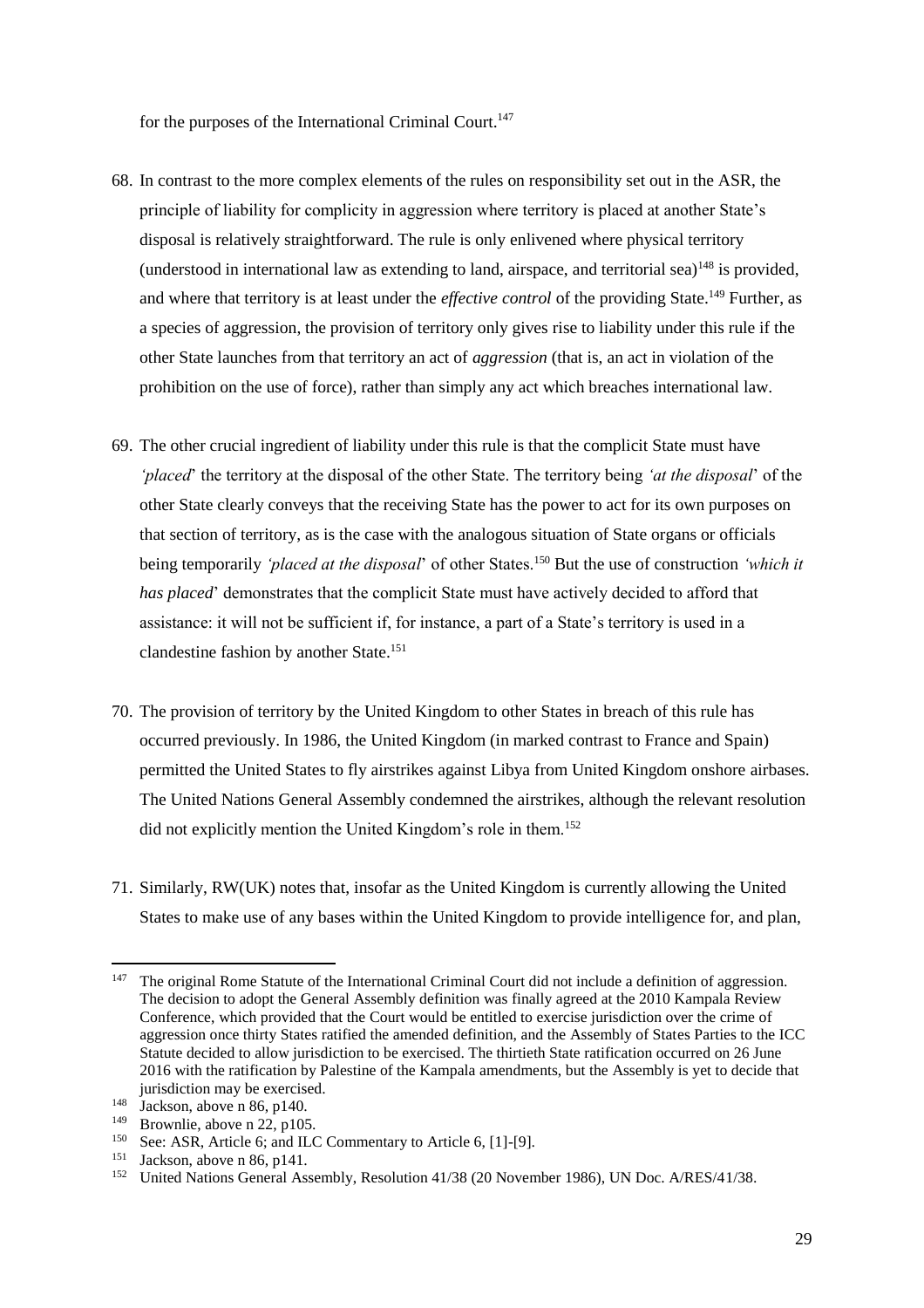for the purposes of the International Criminal Court.[147]

68. In contrast to the more complex elements of the rules on responsibility set out in the ASR, the principle of liability for complicity in aggression where territory is placed at another State's disposal is relatively straightforward. The rule is only enlivened where physical territory (understood in international law as extending to land, airspace, and territorial sea)[148] is provided, and where that territory is at least under the *effective control* of the providing State.[149] Further, as a species of aggression, the provision of territory only gives rise to liability under this rule if the other State launches from that territory an act of *aggression* (that is, an act in violation of the prohibition on the use of force), rather than simply any act which breaches international law.

69. The other crucial ingredient of liability under this rule is that the complicit State must have *'placed*' the territory at the disposal of the other State. The territory being *'at the disposal*' of the other State clearly conveys that the receiving State has the power to act for its own purposes on that section of territory, as is the case with the analogous situation of State organs or officials being temporarily *'placed at the disposal*' of other States.[150] But the use of construction *'which it has placed*' demonstrates that the complicit State must have actively decided to afford that assistance: it will not be sufficient if, for instance, a part of a State's territory is used in a clandestine fashion by another State.[151]

70. The provision of territory by the United Kingdom to other States in breach of this rule has occurred previously. In 1986, the United Kingdom (in marked contrast to France and Spain) permitted the United States to fly airstrikes against Libya from United Kingdom onshore airbases. The United Nations General Assembly condemned the airstrikes, although the relevant resolution did not explicitly mention the United Kingdom's role in them.[152]

71. Similarly, RW(UK) notes that, insofar as the United Kingdom is currently allowing the United States to make use of any bases within the United Kingdom to provide intelligence for, and plan,

---

[147] The original Rome Statute of the International Criminal Court did not include a definition of aggression. The decision to adopt the General Assembly definition was finally agreed at the 2010 Kampala Review Conference, which provided that the Court would be entitled to exercise jurisdiction over the crime of aggression once thirty States ratified the amended definition, and the Assembly of States Parties to the ICC Statute decided to allow jurisdiction to be exercised. The thirtieth State ratification occurred on 26 June 2016 with the ratification by Palestine of the Kampala amendments, but the Assembly is yet to decide that jurisdiction may be exercised.

[148] Jackson, above n 86, p140.

[149] Brownlie, above n 22, p105.

[150] See: ASR, Article 6; and ILC Commentary to Article 6, [1]-[9].

[151] Jackson, above n 86, p141.

[152] United Nations General Assembly, Resolution 41/38 (20 November 1986), UN Doc. A/RES/41/38.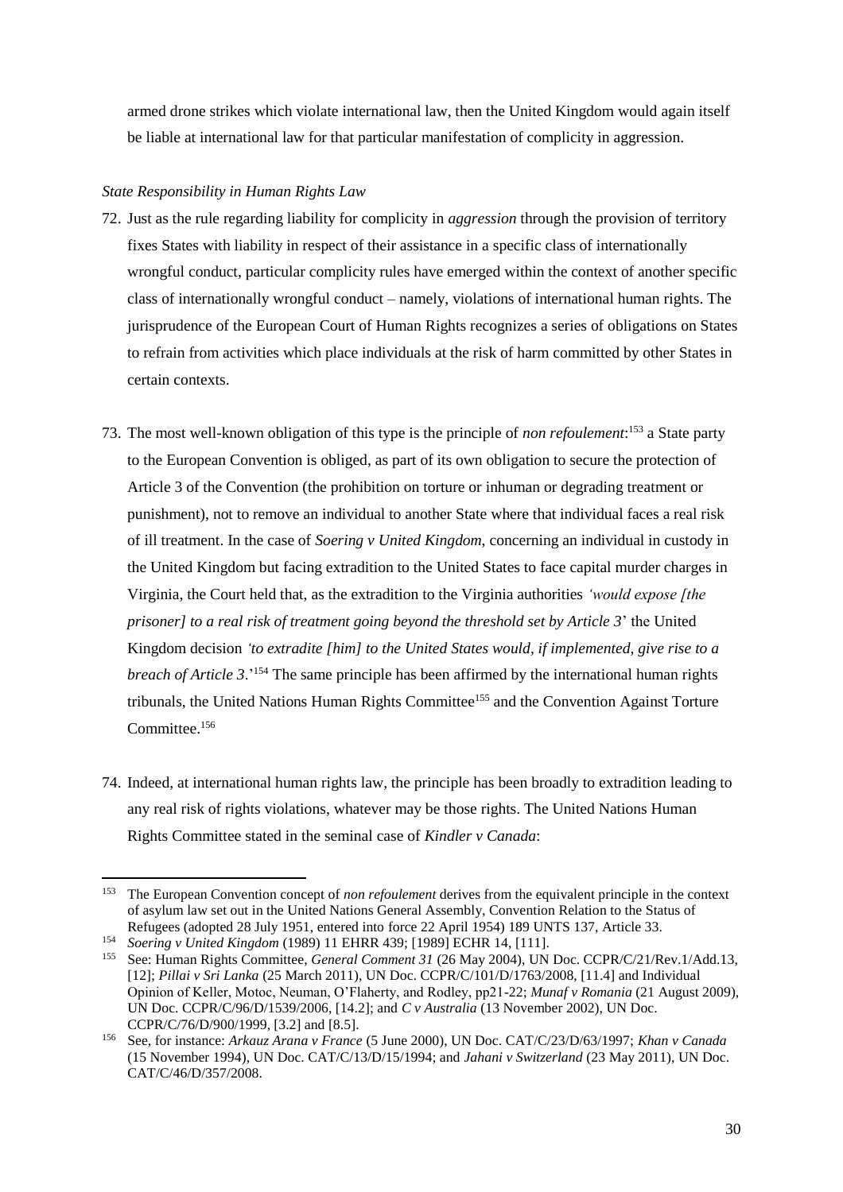armed drone strikes which violate international law, then the United Kingdom would again itself be liable at international law for that particular manifestation of complicity in aggression.

*State Responsibility in Human Rights Law*

72. Just as the rule regarding liability for complicity in *aggression* through the provision of territory fixes States with liability in respect of their assistance in a specific class of internationally wrongful conduct, particular complicity rules have emerged within the context of another specific class of internationally wrongful conduct – namely, violations of international human rights. The jurisprudence of the European Court of Human Rights recognizes a series of obligations on States to refrain from activities which place individuals at the risk of harm committed by other States in certain contexts.

73. The most well-known obligation of this type is the principle of *non refoulement*:[153] a State party to the European Convention is obliged, as part of its own obligation to secure the protection of Article 3 of the Convention (the prohibition on torture or inhuman or degrading treatment or punishment), not to remove an individual to another State where that individual faces a real risk of ill treatment. In the case of *Soering v United Kingdom*, concerning an individual in custody in the United Kingdom but facing extradition to the United States to face capital murder charges in Virginia, the Court held that, as the extradition to the Virginia authorities *'would expose [the prisoner] to a real risk of treatment going beyond the threshold set by Article 3*' the United Kingdom decision *'to extradite [him] to the United States would, if implemented, give rise to a breach of Article 3*.'[154] The same principle has been affirmed by the international human rights tribunals, the United Nations Human Rights Committee[155] and the Convention Against Torture Committee.[156]

74. Indeed, at international human rights law, the principle has been broadly to extradition leading to any real risk of rights violations, whatever may be those rights. The United Nations Human Rights Committee stated in the seminal case of *Kindler v Canada*:

---

[153] The European Convention concept of *non refoulement* derives from the equivalent principle in the context of asylum law set out in the United Nations General Assembly, Convention Relation to the Status of Refugees (adopted 28 July 1951, entered into force 22 April 1954) 189 UNTS 137, Article 33.

[154] *Soering v United Kingdom* (1989) 11 EHRR 439; [1989] ECHR 14, [111].

[155] See: Human Rights Committee, *General Comment 31* (26 May 2004), UN Doc. CCPR/C/21/Rev.1/Add.13, [12]; *Pillai v Sri Lanka* (25 March 2011), UN Doc. CCPR/C/101/D/1763/2008, [11.4] and Individual Opinion of Keller, Motoc, Neuman, O'Flaherty, and Rodley, pp21-22; *Munaf v Romania* (21 August 2009), UN Doc. CCPR/C/96/D/1539/2006, [14.2]; and *C v Australia* (13 November 2002), UN Doc. CCPR/C/76/D/900/1999, [3.2] and [8.5].

[156] See, for instance: *Arkauz Arana v France* (5 June 2000), UN Doc. CAT/C/23/D/63/1997; *Khan v Canada* (15 November 1994), UN Doc. CAT/C/13/D/15/1994; and *Jahani v Switzerland* (23 May 2011), UN Doc. CAT/C/46/D/357/2008.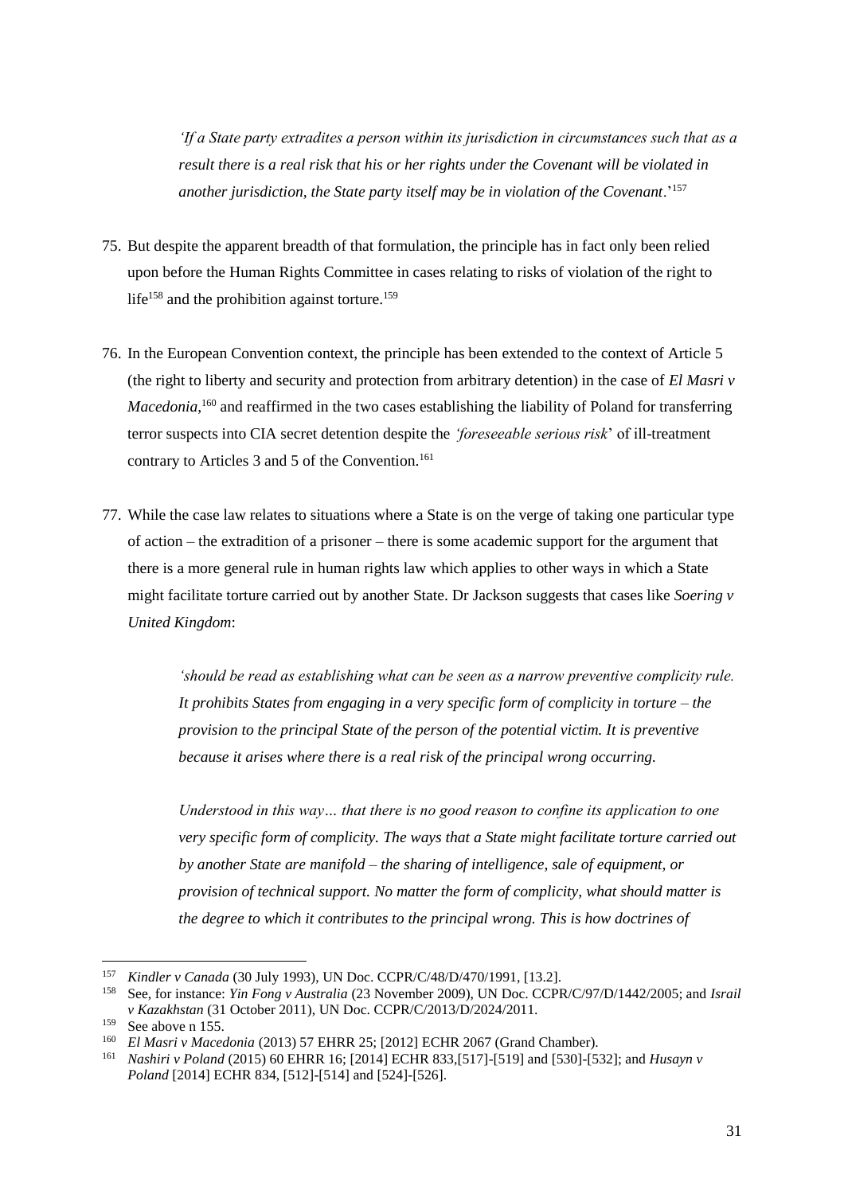> *'If a State party extradites a person within its jurisdiction in circumstances such that as a result there is a real risk that his or her rights under the Covenant will be violated in another jurisdiction, the State party itself may be in violation of the Covenant*.'[157]

75. But despite the apparent breadth of that formulation, the principle has in fact only been relied upon before the Human Rights Committee in cases relating to risks of violation of the right to life[158] and the prohibition against torture.[159]

76. In the European Convention context, the principle has been extended to the context of Article 5 (the right to liberty and security and protection from arbitrary detention) in the case of *El Masri v Macedonia*,[160] and reaffirmed in the two cases establishing the liability of Poland for transferring terror suspects into CIA secret detention despite the *'foreseeable serious risk*' of ill-treatment contrary to Articles 3 and 5 of the Convention.[161]

77. While the case law relates to situations where a State is on the verge of taking one particular type of action – the extradition of a prisoner – there is some academic support for the argument that there is a more general rule in human rights law which applies to other ways in which a State might facilitate torture carried out by another State. Dr Jackson suggests that cases like *Soering v United Kingdom*:

> *'should be read as establishing what can be seen as a narrow preventive complicity rule. It prohibits States from engaging in a very specific form of complicity in torture – the provision to the principal State of the person of the potential victim. It is preventive because it arises where there is a real risk of the principal wrong occurring.*
>
> *Understood in this way… that there is no good reason to confine its application to one very specific form of complicity. The ways that a State might facilitate torture carried out by another State are manifold – the sharing of intelligence, sale of equipment, or provision of technical support. No matter the form of complicity, what should matter is the degree to which it contributes to the principal wrong. This is how doctrines of*

---

[157] *Kindler v Canada* (30 July 1993), UN Doc. CCPR/C/48/D/470/1991, [13.2].

[158] See, for instance: *Yin Fong v Australia* (23 November 2009), UN Doc. CCPR/C/97/D/1442/2005; and *Israil v Kazakhstan* (31 October 2011), UN Doc. CCPR/C/2013/D/2024/2011.

[159] See above n 155.

[160] *El Masri v Macedonia* (2013) 57 EHRR 25; [2012] ECHR 2067 (Grand Chamber).

[161] *Nashiri v Poland* (2015) 60 EHRR 16; [2014] ECHR 833,[517]-[519] and [530]-[532]; and *Husayn v Poland* [2014] ECHR 834, [512]-[514] and [524]-[526].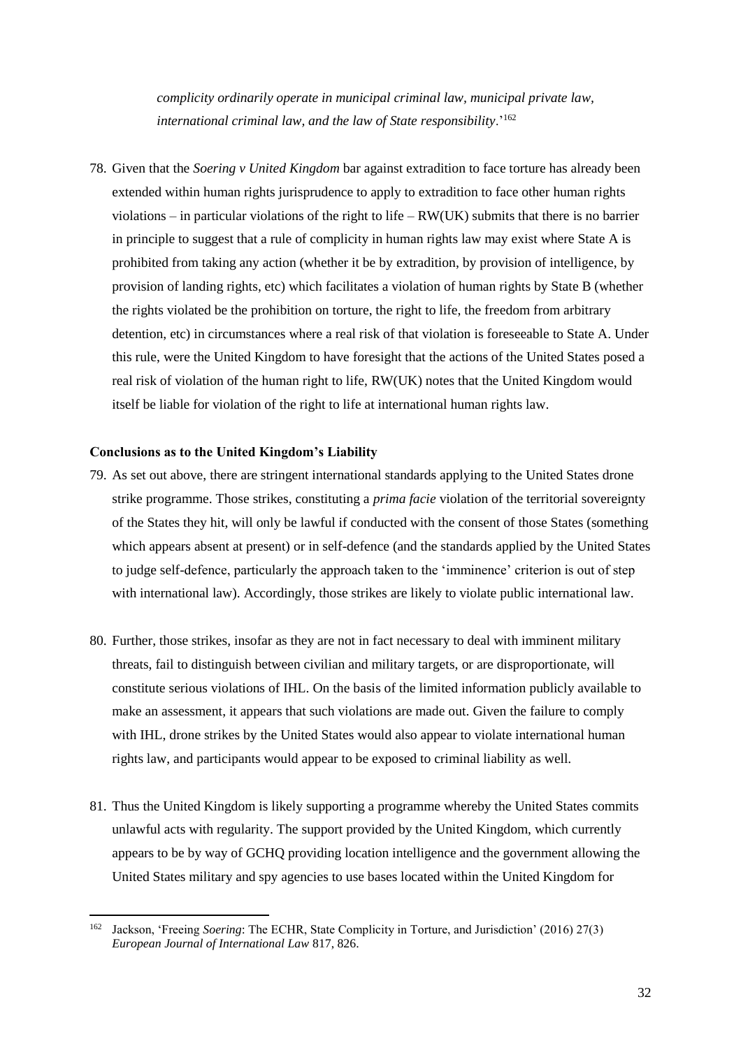*complicity ordinarily operate in municipal criminal law, municipal private law, international criminal law, and the law of State responsibility*.'[162]

78. Given that the *Soering v United Kingdom* bar against extradition to face torture has already been extended within human rights jurisprudence to apply to extradition to face other human rights violations – in particular violations of the right to life – RW(UK) submits that there is no barrier in principle to suggest that a rule of complicity in human rights law may exist where State A is prohibited from taking any action (whether it be by extradition, by provision of intelligence, by provision of landing rights, etc) which facilitates a violation of human rights by State B (whether the rights violated be the prohibition on torture, the right to life, the freedom from arbitrary detention, etc) in circumstances where a real risk of that violation is foreseeable to State A. Under this rule, were the United Kingdom to have foresight that the actions of the United States posed a real risk of violation of the human right to life, RW(UK) notes that the United Kingdom would itself be liable for violation of the right to life at international human rights law.

**Conclusions as to the United Kingdom's Liability**

79. As set out above, there are stringent international standards applying to the United States drone strike programme. Those strikes, constituting a *prima facie* violation of the territorial sovereignty of the States they hit, will only be lawful if conducted with the consent of those States (something which appears absent at present) or in self-defence (and the standards applied by the United States to judge self-defence, particularly the approach taken to the 'imminence' criterion is out of step with international law). Accordingly, those strikes are likely to violate public international law.

80. Further, those strikes, insofar as they are not in fact necessary to deal with imminent military threats, fail to distinguish between civilian and military targets, or are disproportionate, will constitute serious violations of IHL. On the basis of the limited information publicly available to make an assessment, it appears that such violations are made out. Given the failure to comply with IHL, drone strikes by the United States would also appear to violate international human rights law, and participants would appear to be exposed to criminal liability as well.

81. Thus the United Kingdom is likely supporting a programme whereby the United States commits unlawful acts with regularity. The support provided by the United Kingdom, which currently appears to be by way of GCHQ providing location intelligence and the government allowing the United States military and spy agencies to use bases located within the United Kingdom for

---

[162] Jackson, 'Freeing *Soering*: The ECHR, State Complicity in Torture, and Jurisdiction' (2016) 27(3) *European Journal of International Law* 817, 826.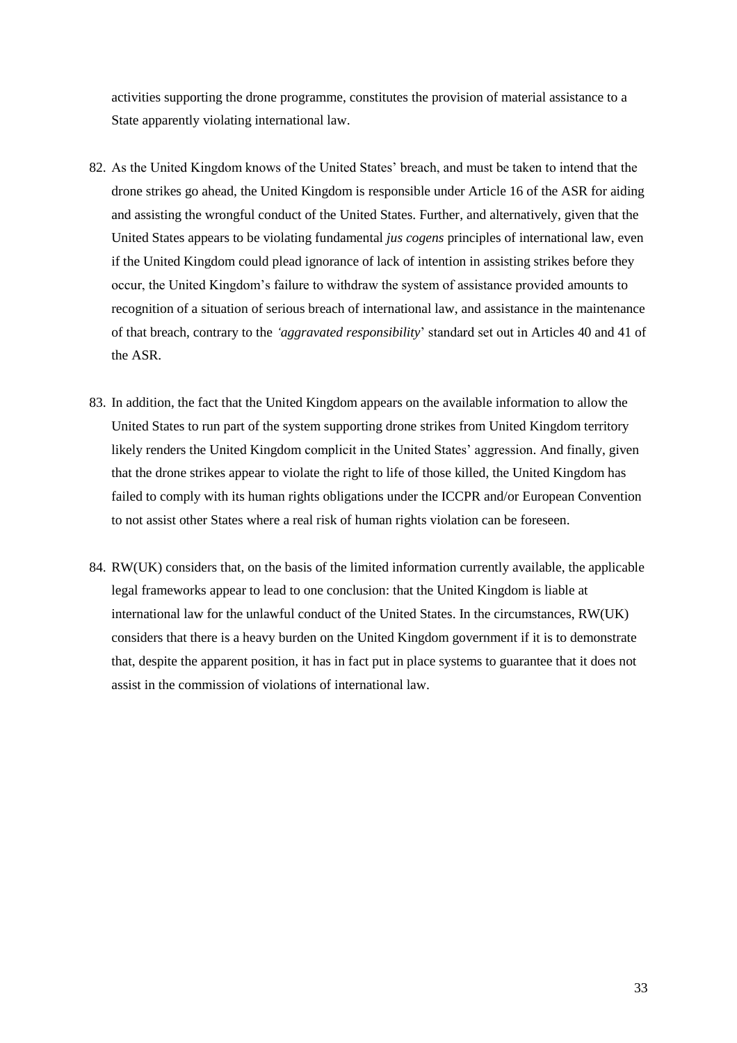activities supporting the drone programme, constitutes the provision of material assistance to a State apparently violating international law.

82. As the United Kingdom knows of the United States' breach, and must be taken to intend that the drone strikes go ahead, the United Kingdom is responsible under Article 16 of the ASR for aiding and assisting the wrongful conduct of the United States. Further, and alternatively, given that the United States appears to be violating fundamental *jus cogens* principles of international law, even if the United Kingdom could plead ignorance of lack of intention in assisting strikes before they occur, the United Kingdom's failure to withdraw the system of assistance provided amounts to recognition of a situation of serious breach of international law, and assistance in the maintenance of that breach, contrary to the *'aggravated responsibility*' standard set out in Articles 40 and 41 of the ASR.

83. In addition, the fact that the United Kingdom appears on the available information to allow the United States to run part of the system supporting drone strikes from United Kingdom territory likely renders the United Kingdom complicit in the United States' aggression. And finally, given that the drone strikes appear to violate the right to life of those killed, the United Kingdom has failed to comply with its human rights obligations under the ICCPR and/or European Convention to not assist other States where a real risk of human rights violation can be foreseen.

84. RW(UK) considers that, on the basis of the limited information currently available, the applicable legal frameworks appear to lead to one conclusion: that the United Kingdom is liable at international law for the unlawful conduct of the United States. In the circumstances, RW(UK) considers that there is a heavy burden on the United Kingdom government if it is to demonstrate that, despite the apparent position, it has in fact put in place systems to guarantee that it does not assist in the commission of violations of international law.